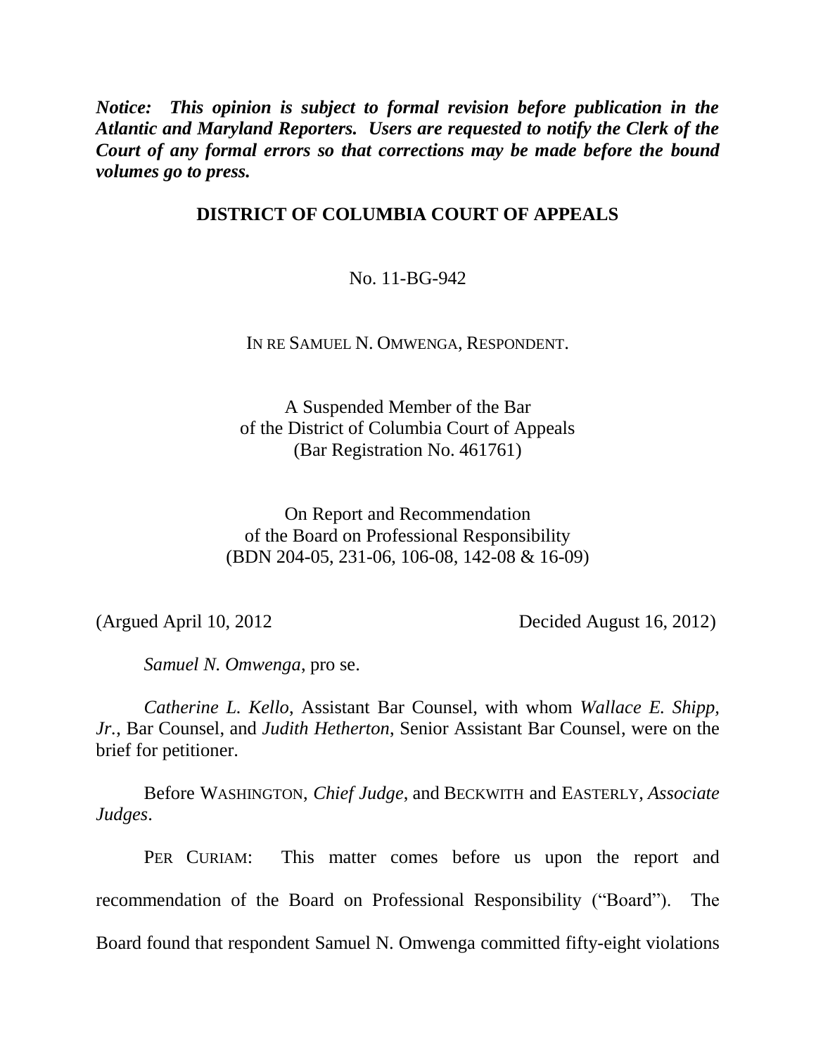***Notice: This opinion is subject to formal revision before publication in the Atlantic and Maryland Reporters. Users are requested to notify the Clerk of the Court of any formal errors so that corrections may be made before the bound volumes go to press.***

**DISTRICT OF COLUMBIA COURT OF APPEALS**

No. 11-BG-942

IN RE SAMUEL N. OMWENGA, RESPONDENT.

A Suspended Member of the Bar
of the District of Columbia Court of Appeals
(Bar Registration No. 461761)

On Report and Recommendation
of the Board on Professional Responsibility
(BDN 204-05, 231-06, 106-08, 142-08 & 16-09)

(Argued April 10, 2012 Decided August 16, 2012)

*Samuel N. Omwenga*, pro se.

*Catherine L. Kello*, Assistant Bar Counsel, with whom *Wallace E. Shipp, Jr.*, Bar Counsel, and *Judith Hetherton*, Senior Assistant Bar Counsel, were on the brief for petitioner.

Before WASHINGTON, *Chief Judge*, and BECKWITH and EASTERLY, *Associate Judges*.

PER CURIAM: This matter comes before us upon the report and recommendation of the Board on Professional Responsibility ("Board"). The Board found that respondent Samuel N. Omwenga committed fifty-eight violations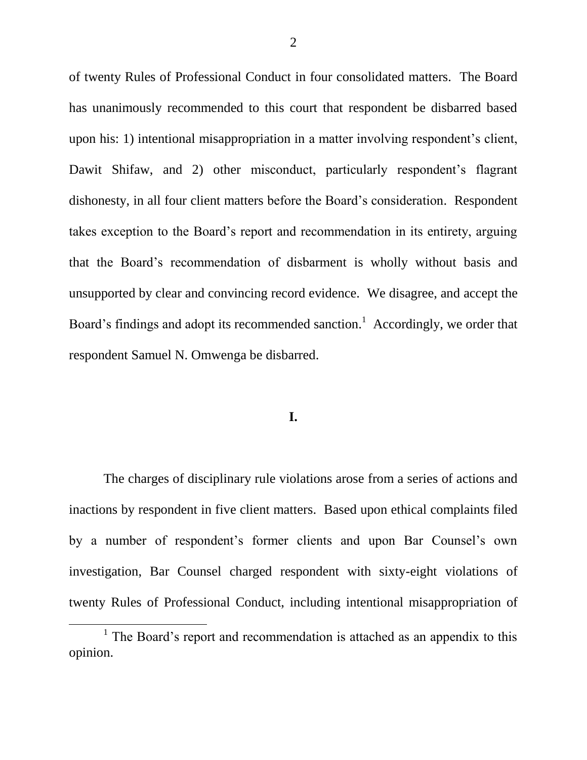of twenty Rules of Professional Conduct in four consolidated matters. The Board has unanimously recommended to this court that respondent be disbarred based upon his: 1) intentional misappropriation in a matter involving respondent's client, Dawit Shifaw, and 2) other misconduct, particularly respondent's flagrant dishonesty, in all four client matters before the Board's consideration. Respondent takes exception to the Board's report and recommendation in its entirety, arguing that the Board's recommendation of disbarment is wholly without basis and unsupported by clear and convincing record evidence. We disagree, and accept the Board's findings and adopt its recommended sanction.[1] Accordingly, we order that respondent Samuel N. Omwenga be disbarred.

**I.**

The charges of disciplinary rule violations arose from a series of actions and inactions by respondent in five client matters. Based upon ethical complaints filed by a number of respondent's former clients and upon Bar Counsel's own investigation, Bar Counsel charged respondent with sixty-eight violations of twenty Rules of Professional Conduct, including intentional misappropriation of

[1] The Board's report and recommendation is attached as an appendix to this opinion.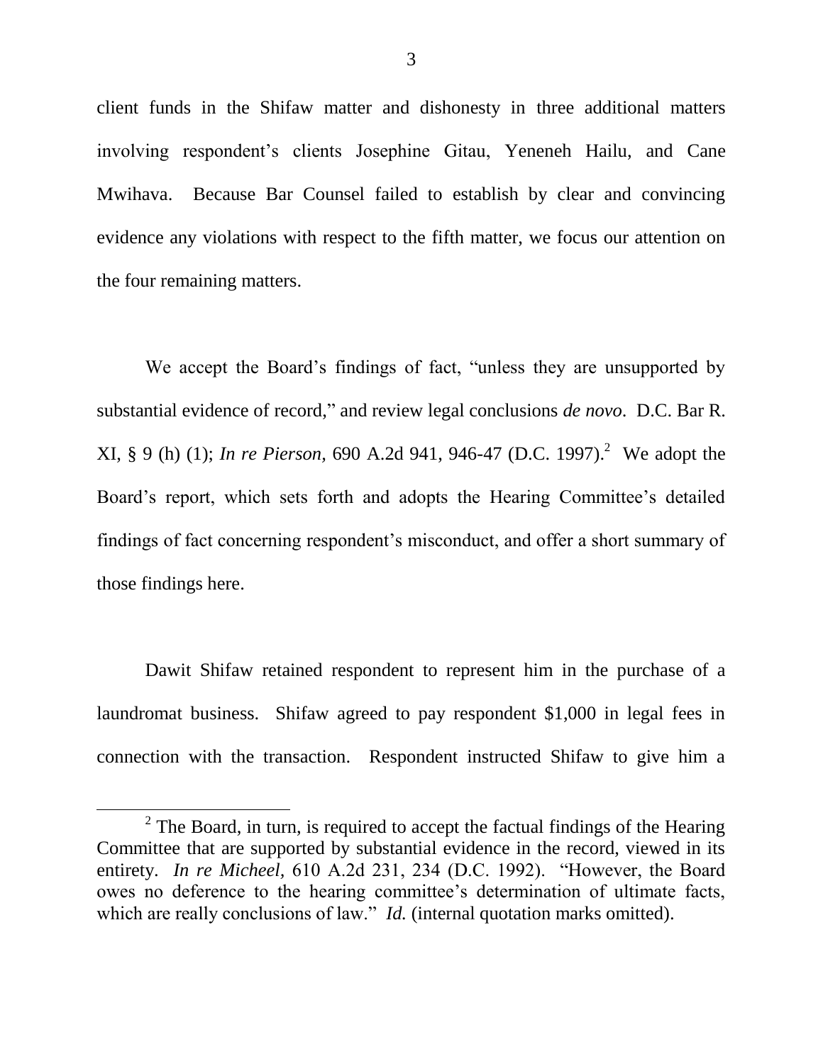client funds in the Shifaw matter and dishonesty in three additional matters involving respondent's clients Josephine Gitau, Yeneneh Hailu, and Cane Mwihava. Because Bar Counsel failed to establish by clear and convincing evidence any violations with respect to the fifth matter, we focus our attention on the four remaining matters.

We accept the Board's findings of fact, "unless they are unsupported by substantial evidence of record," and review legal conclusions *de novo*. D.C. Bar R. XI, § 9 (h) (1); *In re Pierson,* 690 A.2d 941, 946-47 (D.C. 1997).[2] We adopt the Board's report, which sets forth and adopts the Hearing Committee's detailed findings of fact concerning respondent's misconduct, and offer a short summary of those findings here.

Dawit Shifaw retained respondent to represent him in the purchase of a laundromat business. Shifaw agreed to pay respondent $1,000 in legal fees in connection with the transaction. Respondent instructed Shifaw to give him a

[2] The Board, in turn, is required to accept the factual findings of the Hearing Committee that are supported by substantial evidence in the record, viewed in its entirety. *In re Micheel,* 610 A.2d 231, 234 (D.C. 1992). "However, the Board owes no deference to the hearing committee's determination of ultimate facts, which are really conclusions of law." *Id.* (internal quotation marks omitted).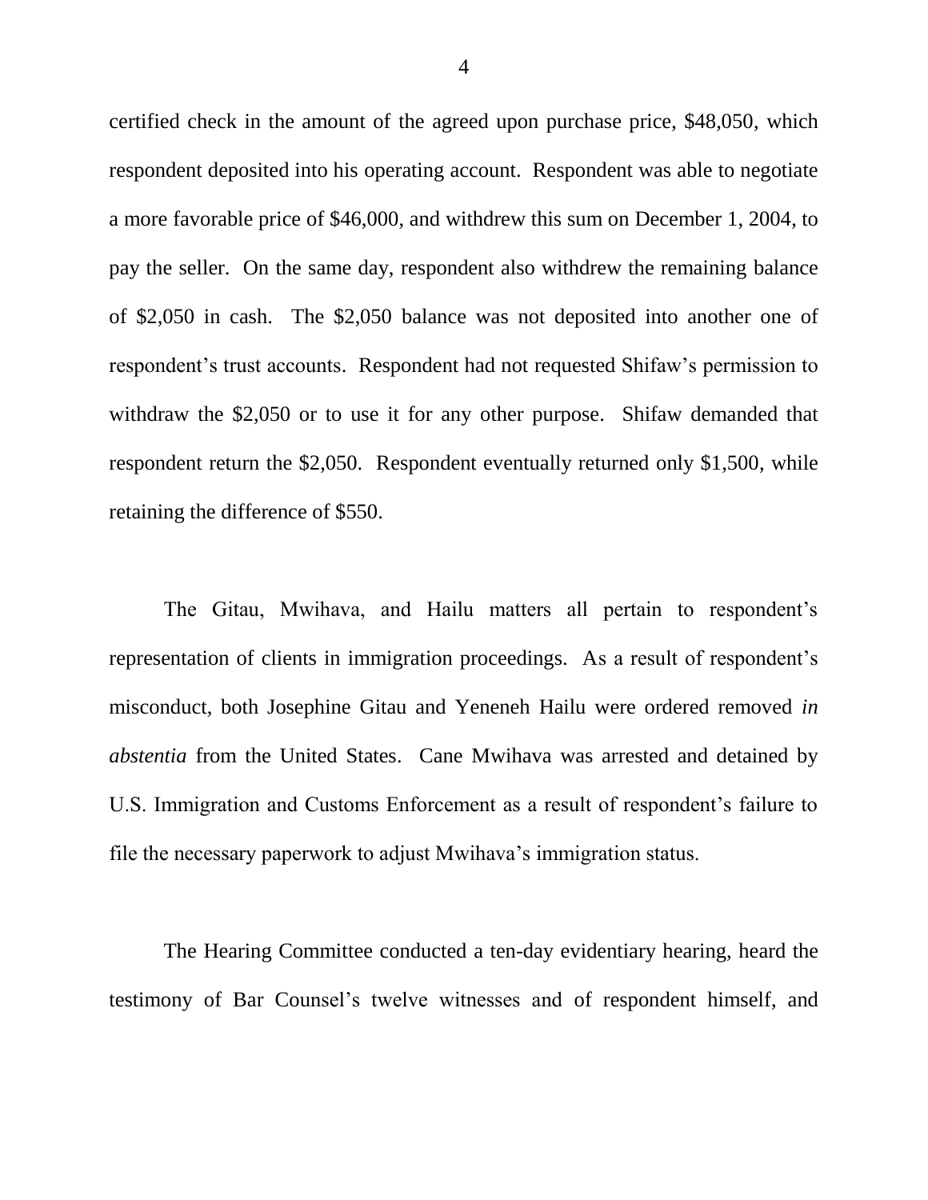certified check in the amount of the agreed upon purchase price, $48,050, which respondent deposited into his operating account. Respondent was able to negotiate a more favorable price of $46,000, and withdrew this sum on December 1, 2004, to pay the seller. On the same day, respondent also withdrew the remaining balance of $2,050 in cash. The $2,050 balance was not deposited into another one of respondent's trust accounts. Respondent had not requested Shifaw's permission to withdraw the $2,050 or to use it for any other purpose. Shifaw demanded that respondent return the $2,050. Respondent eventually returned only $1,500, while retaining the difference of $550.

The Gitau, Mwihava, and Hailu matters all pertain to respondent's representation of clients in immigration proceedings. As a result of respondent's misconduct, both Josephine Gitau and Yeneneh Hailu were ordered removed *in abstentia* from the United States. Cane Mwihava was arrested and detained by U.S. Immigration and Customs Enforcement as a result of respondent's failure to file the necessary paperwork to adjust Mwihava's immigration status.

The Hearing Committee conducted a ten-day evidentiary hearing, heard the testimony of Bar Counsel's twelve witnesses and of respondent himself, and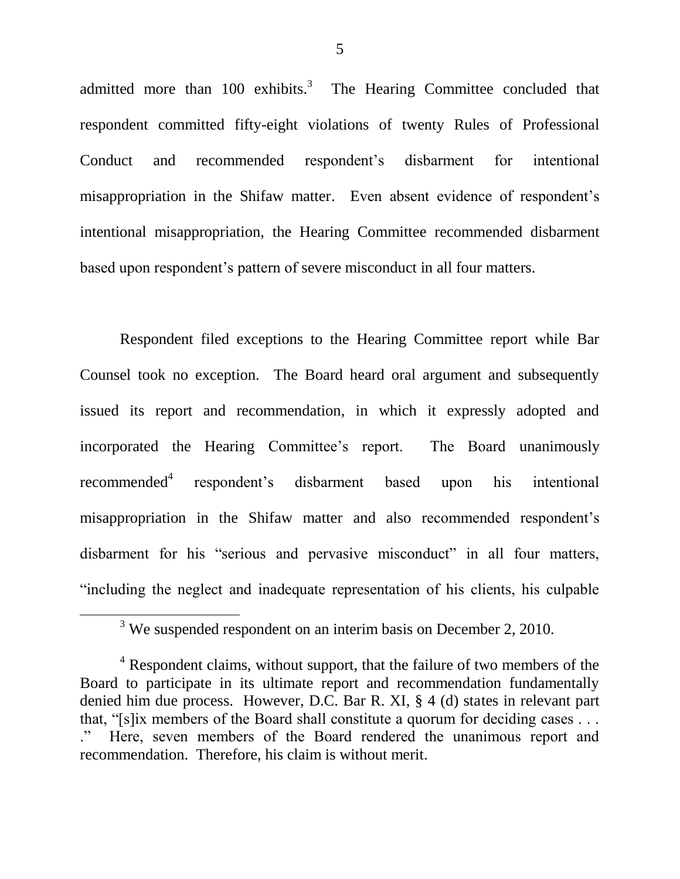admitted more than 100 exhibits.[3] The Hearing Committee concluded that respondent committed fifty-eight violations of twenty Rules of Professional Conduct and recommended respondent's disbarment for intentional misappropriation in the Shifaw matter. Even absent evidence of respondent's intentional misappropriation, the Hearing Committee recommended disbarment based upon respondent's pattern of severe misconduct in all four matters.

Respondent filed exceptions to the Hearing Committee report while Bar Counsel took no exception. The Board heard oral argument and subsequently issued its report and recommendation, in which it expressly adopted and incorporated the Hearing Committee's report. The Board unanimously recommended[4] respondent's disbarment based upon his intentional misappropriation in the Shifaw matter and also recommended respondent's disbarment for his "serious and pervasive misconduct" in all four matters, "including the neglect and inadequate representation of his clients, his culpable

---

[3] We suspended respondent on an interim basis on December 2, 2010.

[4] Respondent claims, without support, that the failure of two members of the Board to participate in its ultimate report and recommendation fundamentally denied him due process. However, D.C. Bar R. XI, § 4 (d) states in relevant part that, "[s]ix members of the Board shall constitute a quorum for deciding cases . . . ." Here, seven members of the Board rendered the unanimous report and recommendation. Therefore, his claim is without merit.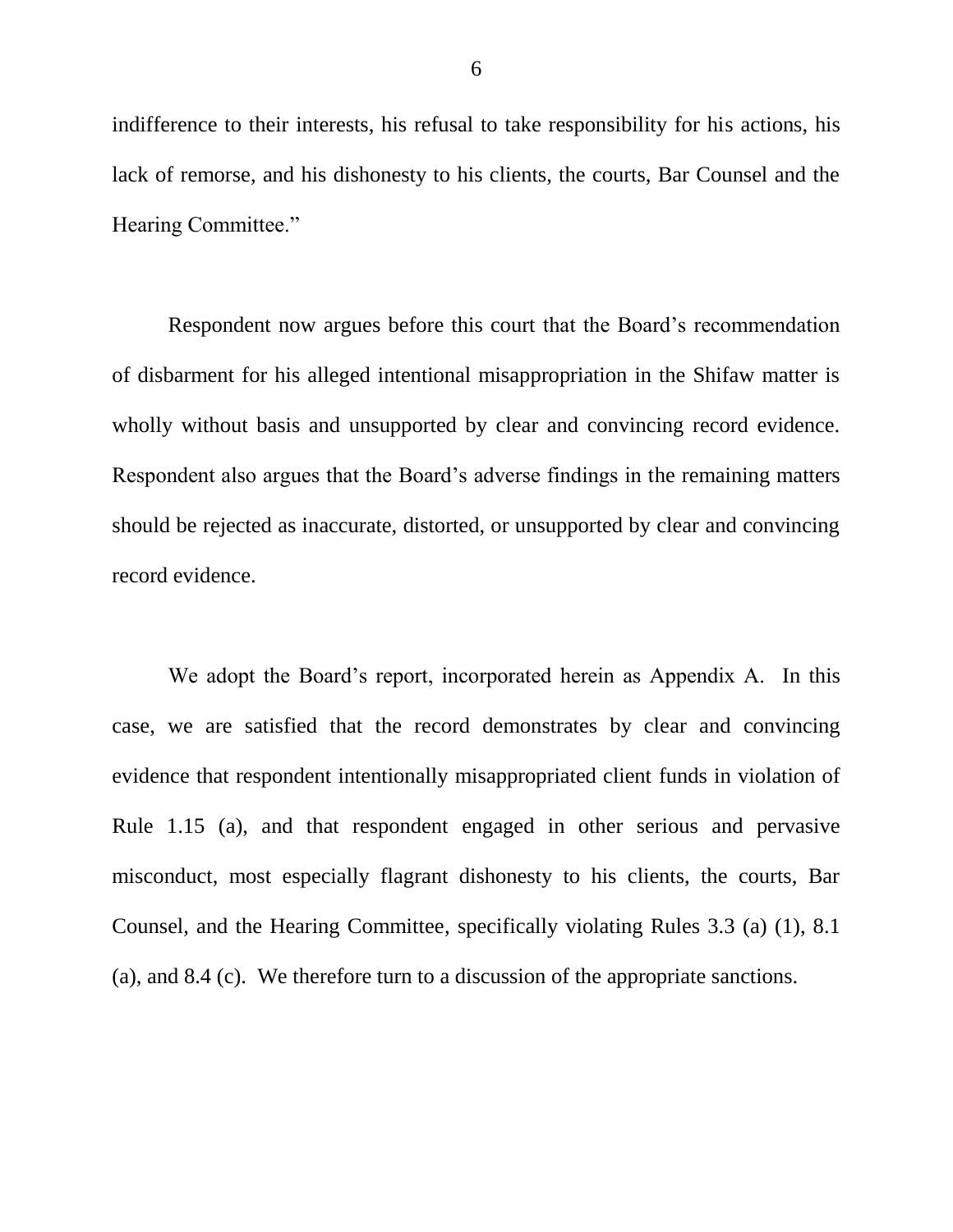indifference to their interests, his refusal to take responsibility for his actions, his lack of remorse, and his dishonesty to his clients, the courts, Bar Counsel and the Hearing Committee."

Respondent now argues before this court that the Board's recommendation of disbarment for his alleged intentional misappropriation in the Shifaw matter is wholly without basis and unsupported by clear and convincing record evidence. Respondent also argues that the Board's adverse findings in the remaining matters should be rejected as inaccurate, distorted, or unsupported by clear and convincing record evidence.

We adopt the Board's report, incorporated herein as Appendix A. In this case, we are satisfied that the record demonstrates by clear and convincing evidence that respondent intentionally misappropriated client funds in violation of Rule 1.15 (a), and that respondent engaged in other serious and pervasive misconduct, most especially flagrant dishonesty to his clients, the courts, Bar Counsel, and the Hearing Committee, specifically violating Rules 3.3 (a) (1), 8.1 (a), and 8.4 (c). We therefore turn to a discussion of the appropriate sanctions.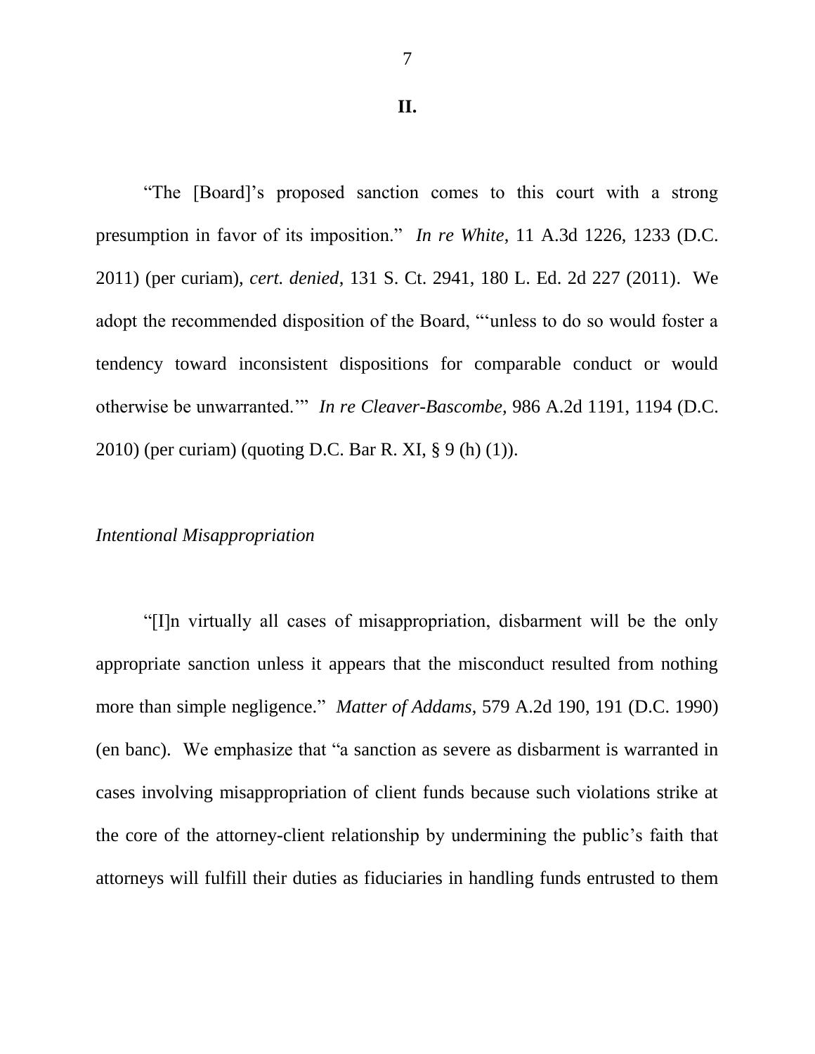## II.

"The [Board]'s proposed sanction comes to this court with a strong presumption in favor of its imposition." *In re White*, 11 A.3d 1226, 1233 (D.C. 2011) (per curiam), *cert. denied*, 131 S. Ct. 2941, 180 L. Ed. 2d 227 (2011). We adopt the recommended disposition of the Board, "'unless to do so would foster a tendency toward inconsistent dispositions for comparable conduct or would otherwise be unwarranted.'" *In re Cleaver-Bascombe,* 986 A.2d 1191, 1194 (D.C. 2010) (per curiam) (quoting D.C. Bar R. XI, § 9 (h) (1)).

*Intentional Misappropriation*

"[I]n virtually all cases of misappropriation, disbarment will be the only appropriate sanction unless it appears that the misconduct resulted from nothing more than simple negligence." *Matter of Addams*, 579 A.2d 190, 191 (D.C. 1990) (en banc). We emphasize that "a sanction as severe as disbarment is warranted in cases involving misappropriation of client funds because such violations strike at the core of the attorney-client relationship by undermining the public's faith that attorneys will fulfill their duties as fiduciaries in handling funds entrusted to them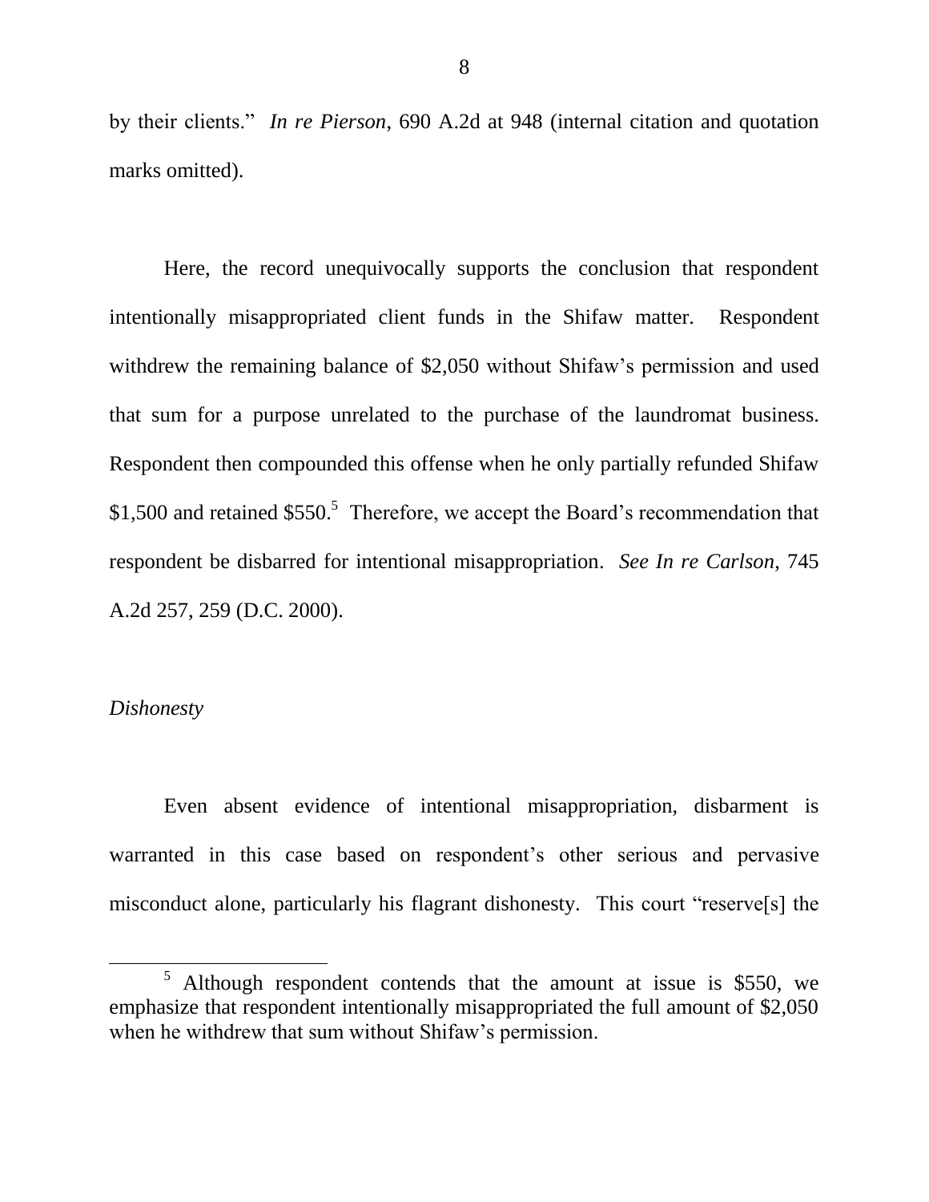by their clients." *In re Pierson*, 690 A.2d at 948 (internal citation and quotation marks omitted).

Here, the record unequivocally supports the conclusion that respondent intentionally misappropriated client funds in the Shifaw matter. Respondent withdrew the remaining balance of $2,050 without Shifaw's permission and used that sum for a purpose unrelated to the purchase of the laundromat business. Respondent then compounded this offense when he only partially refunded Shifaw $1,500 and retained $550.[5] Therefore, we accept the Board's recommendation that respondent be disbarred for intentional misappropriation. *See In re Carlson*, 745 A.2d 257, 259 (D.C. 2000).

*Dishonesty*

Even absent evidence of intentional misappropriation, disbarment is warranted in this case based on respondent's other serious and pervasive misconduct alone, particularly his flagrant dishonesty. This court "reserve[s] the

[5] Although respondent contends that the amount at issue is $550, we emphasize that respondent intentionally misappropriated the full amount of $2,050 when he withdrew that sum without Shifaw's permission.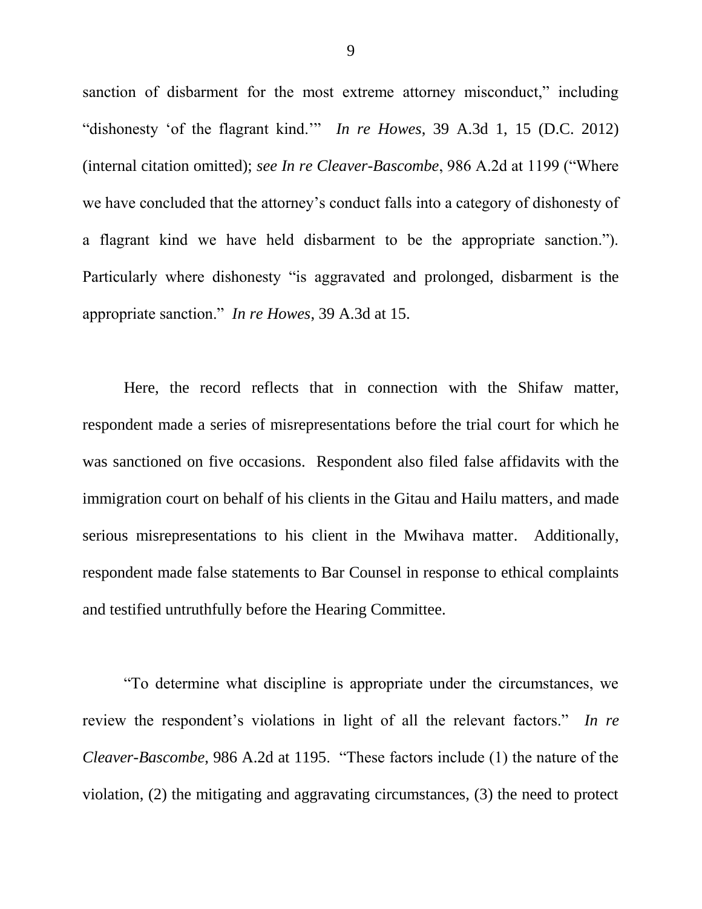sanction of disbarment for the most extreme attorney misconduct," including "dishonesty 'of the flagrant kind.'" *In re Howes*, 39 A.3d 1, 15 (D.C. 2012) (internal citation omitted); *see In re Cleaver-Bascombe*, 986 A.2d at 1199 ("Where we have concluded that the attorney's conduct falls into a category of dishonesty of a flagrant kind we have held disbarment to be the appropriate sanction."). Particularly where dishonesty "is aggravated and prolonged, disbarment is the appropriate sanction." *In re Howes*, 39 A.3d at 15.

Here, the record reflects that in connection with the Shifaw matter, respondent made a series of misrepresentations before the trial court for which he was sanctioned on five occasions. Respondent also filed false affidavits with the immigration court on behalf of his clients in the Gitau and Hailu matters, and made serious misrepresentations to his client in the Mwihava matter. Additionally, respondent made false statements to Bar Counsel in response to ethical complaints and testified untruthfully before the Hearing Committee.

"To determine what discipline is appropriate under the circumstances, we review the respondent's violations in light of all the relevant factors." *In re Cleaver-Bascombe*, 986 A.2d at 1195. "These factors include (1) the nature of the violation, (2) the mitigating and aggravating circumstances, (3) the need to protect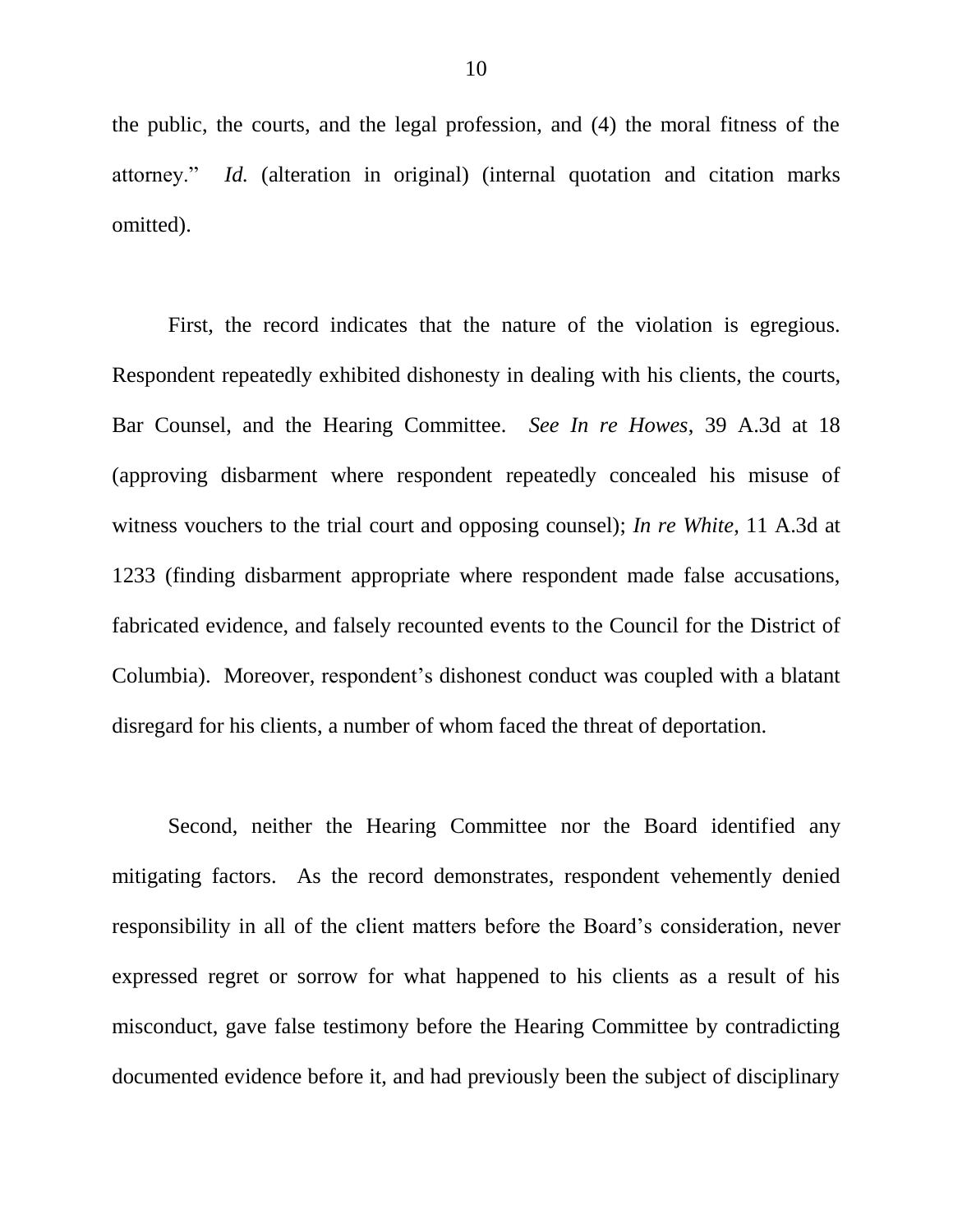the public, the courts, and the legal profession, and (4) the moral fitness of the attorney." *Id.* (alteration in original) (internal quotation and citation marks omitted).

First, the record indicates that the nature of the violation is egregious. Respondent repeatedly exhibited dishonesty in dealing with his clients, the courts, Bar Counsel, and the Hearing Committee. *See In re Howes*, 39 A.3d at 18 (approving disbarment where respondent repeatedly concealed his misuse of witness vouchers to the trial court and opposing counsel); *In re White*, 11 A.3d at 1233 (finding disbarment appropriate where respondent made false accusations, fabricated evidence, and falsely recounted events to the Council for the District of Columbia). Moreover, respondent's dishonest conduct was coupled with a blatant disregard for his clients, a number of whom faced the threat of deportation.

Second, neither the Hearing Committee nor the Board identified any mitigating factors. As the record demonstrates, respondent vehemently denied responsibility in all of the client matters before the Board's consideration, never expressed regret or sorrow for what happened to his clients as a result of his misconduct, gave false testimony before the Hearing Committee by contradicting documented evidence before it, and had previously been the subject of disciplinary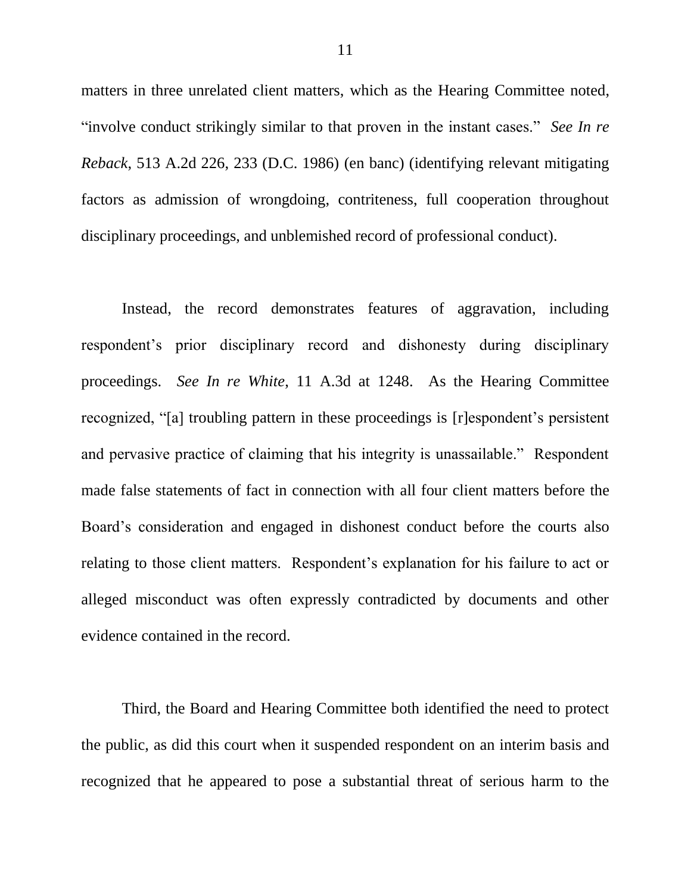matters in three unrelated client matters, which as the Hearing Committee noted, "involve conduct strikingly similar to that proven in the instant cases." *See In re Reback*, 513 A.2d 226, 233 (D.C. 1986) (en banc) (identifying relevant mitigating factors as admission of wrongdoing, contriteness, full cooperation throughout disciplinary proceedings, and unblemished record of professional conduct).

Instead, the record demonstrates features of aggravation, including respondent's prior disciplinary record and dishonesty during disciplinary proceedings. *See In re White*, 11 A.3d at 1248. As the Hearing Committee recognized, "[a] troubling pattern in these proceedings is [r]espondent's persistent and pervasive practice of claiming that his integrity is unassailable." Respondent made false statements of fact in connection with all four client matters before the Board's consideration and engaged in dishonest conduct before the courts also relating to those client matters. Respondent's explanation for his failure to act or alleged misconduct was often expressly contradicted by documents and other evidence contained in the record.

Third, the Board and Hearing Committee both identified the need to protect the public, as did this court when it suspended respondent on an interim basis and recognized that he appeared to pose a substantial threat of serious harm to the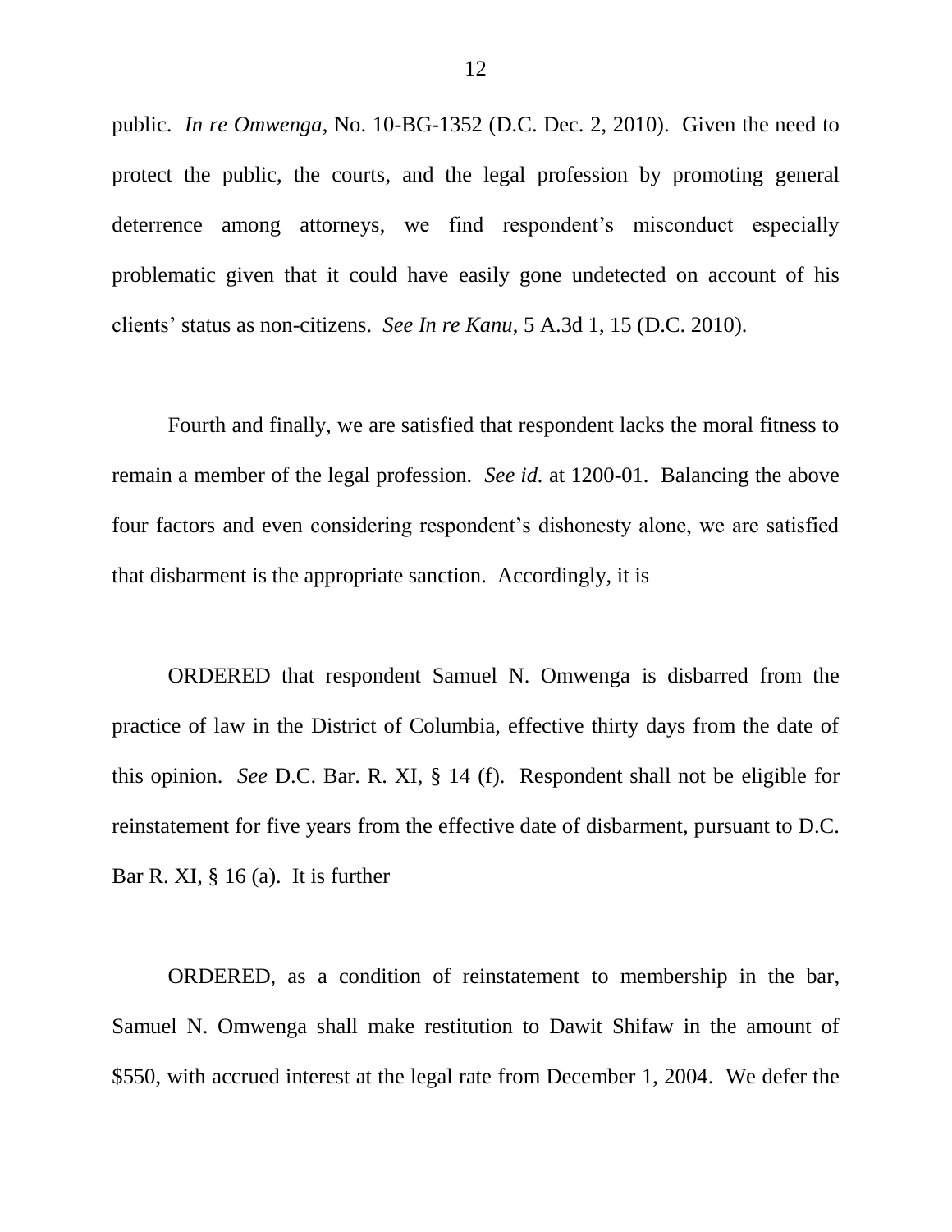public. *In re Omwenga*, No. 10-BG-1352 (D.C. Dec. 2, 2010). Given the need to protect the public, the courts, and the legal profession by promoting general deterrence among attorneys, we find respondent's misconduct especially problematic given that it could have easily gone undetected on account of his clients' status as non-citizens. *See In re Kanu*, 5 A.3d 1, 15 (D.C. 2010).

Fourth and finally, we are satisfied that respondent lacks the moral fitness to remain a member of the legal profession. *See id.* at 1200-01. Balancing the above four factors and even considering respondent's dishonesty alone, we are satisfied that disbarment is the appropriate sanction. Accordingly, it is

ORDERED that respondent Samuel N. Omwenga is disbarred from the practice of law in the District of Columbia, effective thirty days from the date of this opinion. *See* D.C. Bar. R. XI, § 14 (f). Respondent shall not be eligible for reinstatement for five years from the effective date of disbarment, pursuant to D.C. Bar R. XI, § 16 (a). It is further

ORDERED, as a condition of reinstatement to membership in the bar, Samuel N. Omwenga shall make restitution to Dawit Shifaw in the amount of \$550, with accrued interest at the legal rate from December 1, 2004. We defer the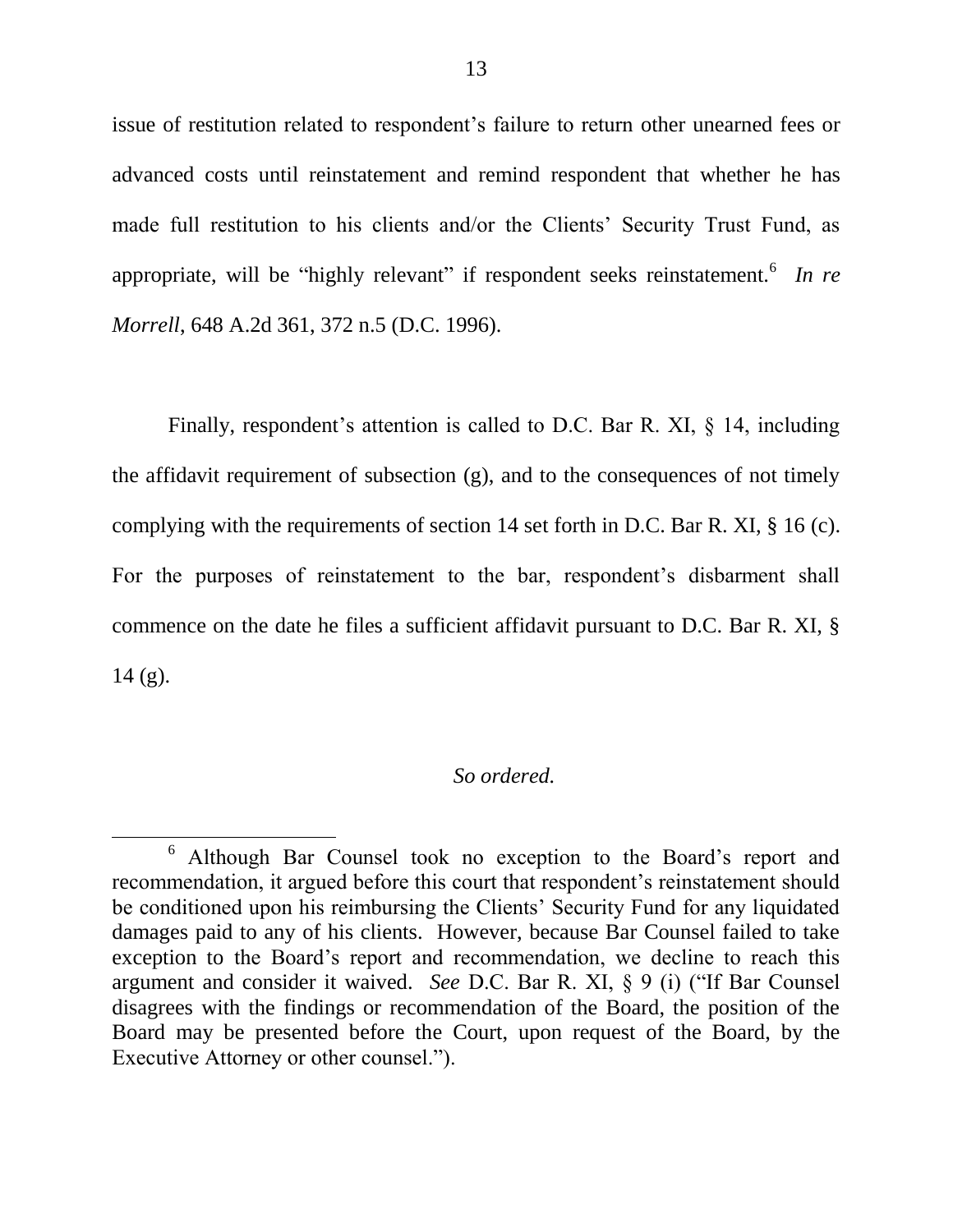issue of restitution related to respondent's failure to return other unearned fees or advanced costs until reinstatement and remind respondent that whether he has made full restitution to his clients and/or the Clients' Security Trust Fund, as appropriate, will be "highly relevant" if respondent seeks reinstatement.[6] *In re Morrell*, 648 A.2d 361, 372 n.5 (D.C. 1996).

Finally, respondent's attention is called to D.C. Bar R. XI, § 14, including the affidavit requirement of subsection (g), and to the consequences of not timely complying with the requirements of section 14 set forth in D.C. Bar R. XI, § 16 (c). For the purposes of reinstatement to the bar, respondent's disbarment shall commence on the date he files a sufficient affidavit pursuant to D.C. Bar R. XI, § 14 (g).

*So ordered.*

---

[6] Although Bar Counsel took no exception to the Board's report and recommendation, it argued before this court that respondent's reinstatement should be conditioned upon his reimbursing the Clients' Security Fund for any liquidated damages paid to any of his clients. However, because Bar Counsel failed to take exception to the Board's report and recommendation, we decline to reach this argument and consider it waived. *See* D.C. Bar R. XI, § 9 (i) ("If Bar Counsel disagrees with the findings or recommendation of the Board, the position of the Board may be presented before the Court, upon request of the Board, by the Executive Attorney or other counsel.").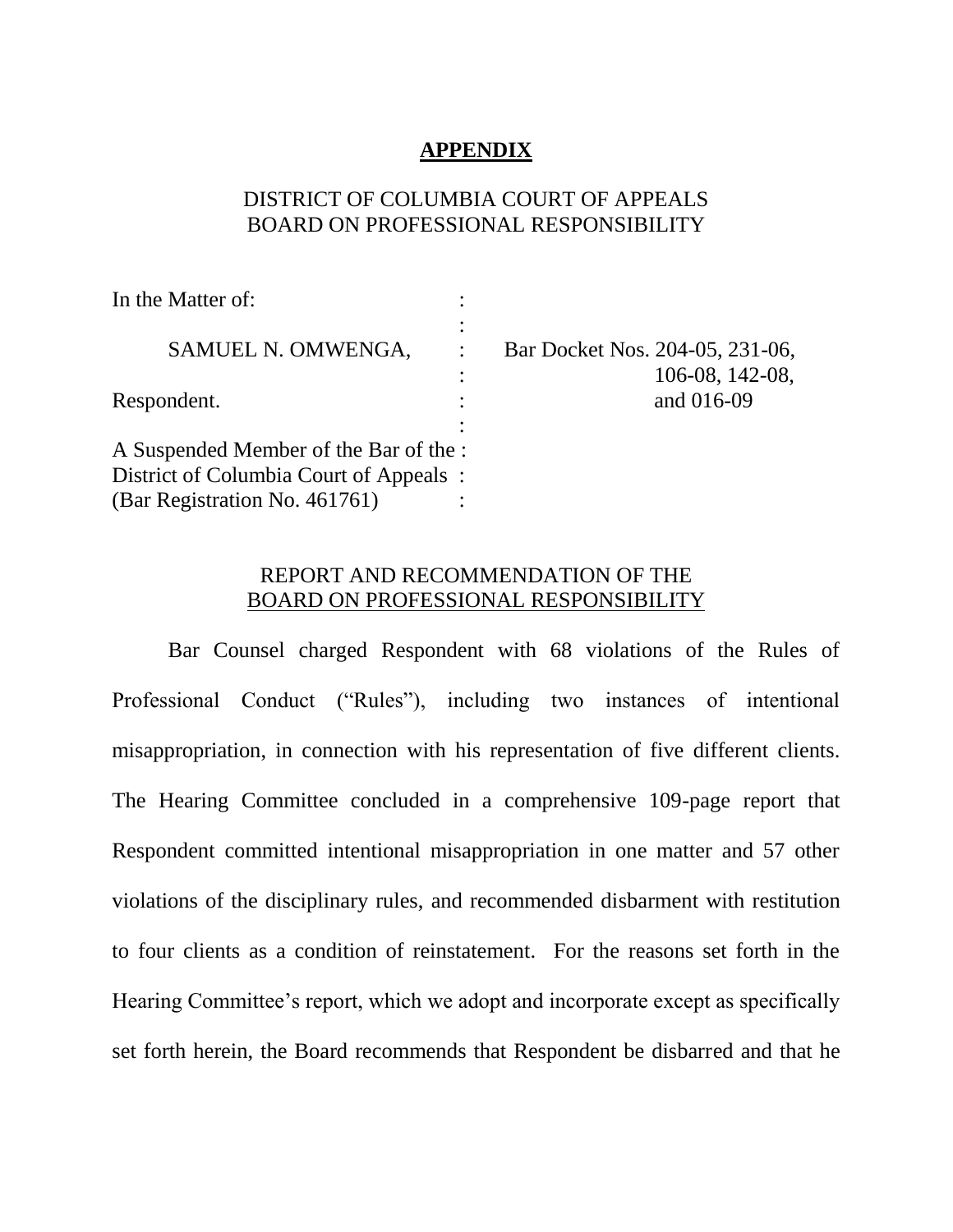**APPENDIX**

DISTRICT OF COLUMBIA COURT OF APPEALS
BOARD ON PROFESSIONAL RESPONSIBILITY

| | | |
|---|---|---|
| In the Matter of: | : | |
| | : | |
| SAMUEL N. OMWENGA, | : | Bar Docket Nos. 204-05, 231-06, |
| | : | 106-08, 142-08, |
| Respondent. | : | and 016-09 |
| | : | |
| A Suspended Member of the Bar of the | : | |
| District of Columbia Court of Appeals | : | |
| (Bar Registration No. 461761) | : | |

REPORT AND RECOMMENDATION OF THE
BOARD ON PROFESSIONAL RESPONSIBILITY

Bar Counsel charged Respondent with 68 violations of the Rules of Professional Conduct ("Rules"), including two instances of intentional misappropriation, in connection with his representation of five different clients. The Hearing Committee concluded in a comprehensive 109-page report that Respondent committed intentional misappropriation in one matter and 57 other violations of the disciplinary rules, and recommended disbarment with restitution to four clients as a condition of reinstatement. For the reasons set forth in the Hearing Committee's report, which we adopt and incorporate except as specifically set forth herein, the Board recommends that Respondent be disbarred and that he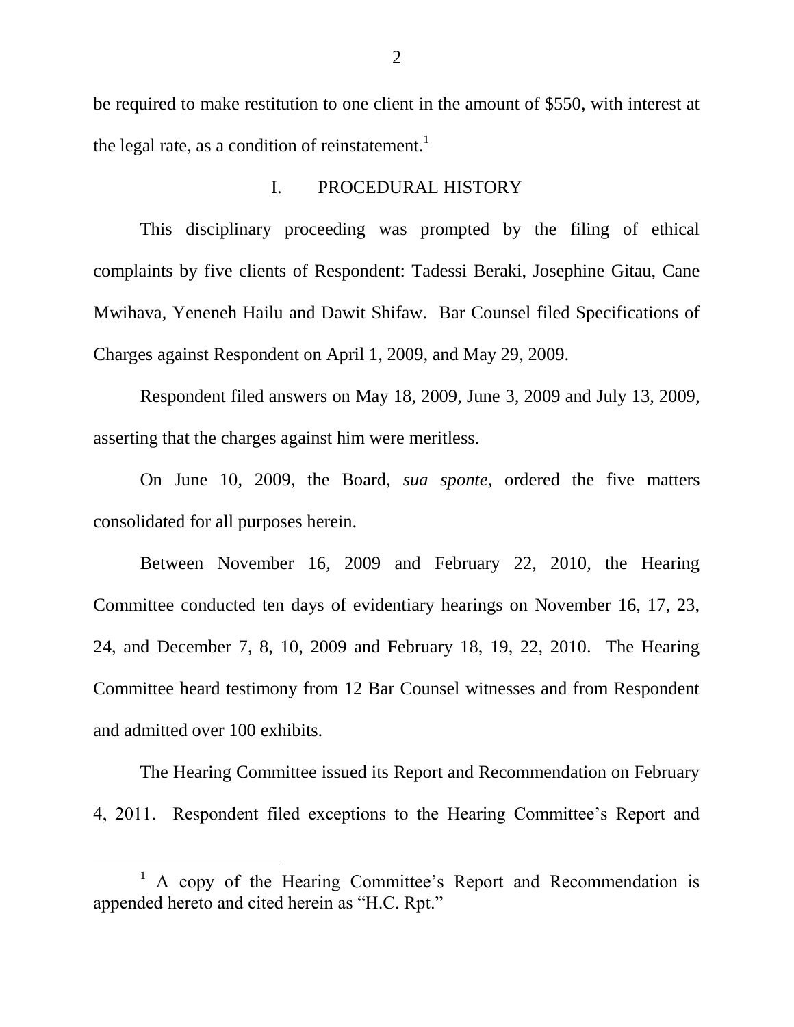be required to make restitution to one client in the amount of $550, with interest at the legal rate, as a condition of reinstatement.[1]

## I. PROCEDURAL HISTORY

This disciplinary proceeding was prompted by the filing of ethical complaints by five clients of Respondent: Tadessi Beraki, Josephine Gitau, Cane Mwihava, Yeneneh Hailu and Dawit Shifaw. Bar Counsel filed Specifications of Charges against Respondent on April 1, 2009, and May 29, 2009.

Respondent filed answers on May 18, 2009, June 3, 2009 and July 13, 2009, asserting that the charges against him were meritless.

On June 10, 2009, the Board, *sua sponte*, ordered the five matters consolidated for all purposes herein.

Between November 16, 2009 and February 22, 2010, the Hearing Committee conducted ten days of evidentiary hearings on November 16, 17, 23, 24, and December 7, 8, 10, 2009 and February 18, 19, 22, 2010. The Hearing Committee heard testimony from 12 Bar Counsel witnesses and from Respondent and admitted over 100 exhibits.

The Hearing Committee issued its Report and Recommendation on February 4, 2011. Respondent filed exceptions to the Hearing Committee's Report and

[1] A copy of the Hearing Committee's Report and Recommendation is appended hereto and cited herein as "H.C. Rpt."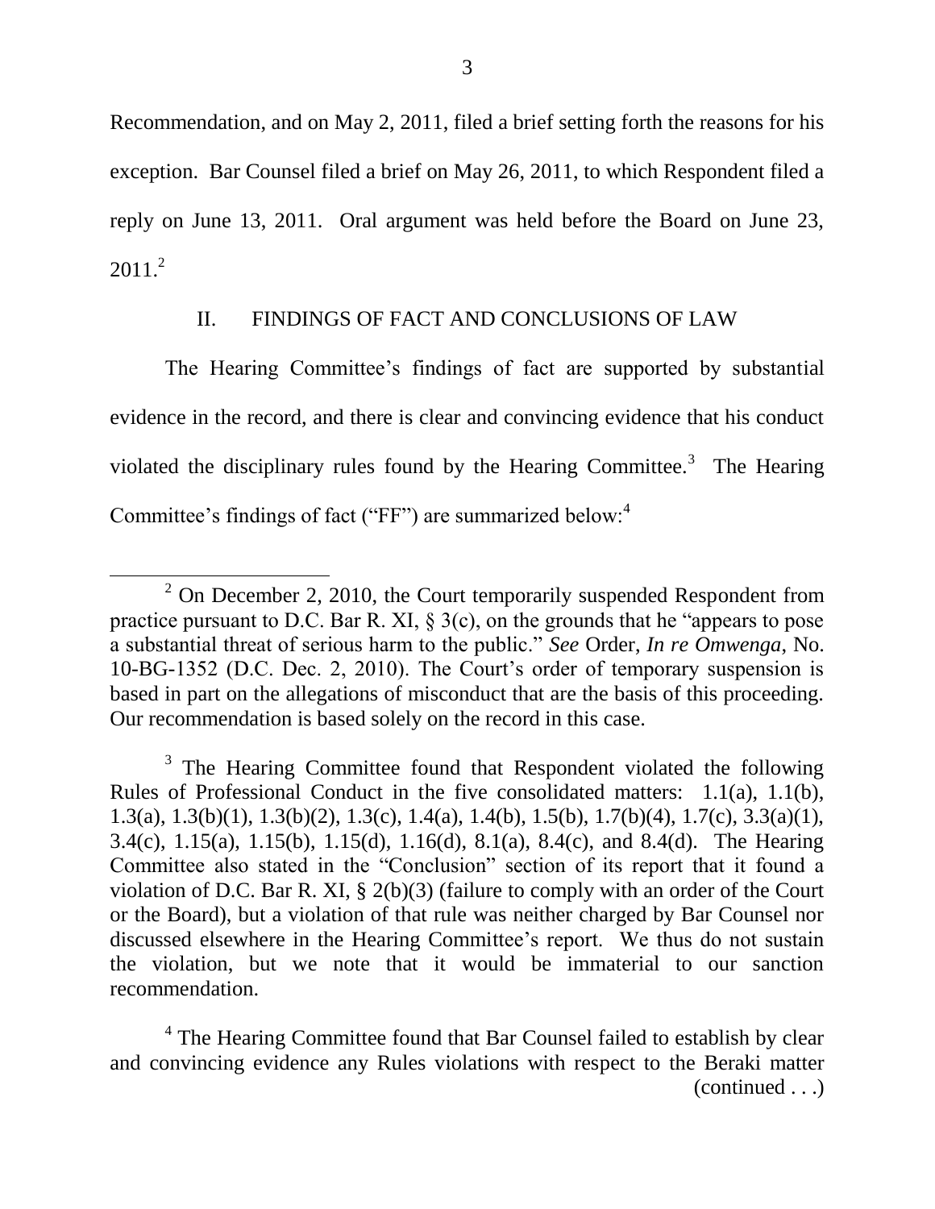Recommendation, and on May 2, 2011, filed a brief setting forth the reasons for his exception. Bar Counsel filed a brief on May 26, 2011, to which Respondent filed a reply on June 13, 2011. Oral argument was held before the Board on June 23, 2011.[2]

## II. FINDINGS OF FACT AND CONCLUSIONS OF LAW

The Hearing Committee's findings of fact are supported by substantial evidence in the record, and there is clear and convincing evidence that his conduct violated the disciplinary rules found by the Hearing Committee.[3] The Hearing Committee's findings of fact ("FF") are summarized below:[4]

---

[2] On December 2, 2010, the Court temporarily suspended Respondent from practice pursuant to D.C. Bar R. XI, § 3(c), on the grounds that he "appears to pose a substantial threat of serious harm to the public." *See* Order, *In re Omwenga*, No. 10-BG-1352 (D.C. Dec. 2, 2010). The Court's order of temporary suspension is based in part on the allegations of misconduct that are the basis of this proceeding. Our recommendation is based solely on the record in this case.

[3] The Hearing Committee found that Respondent violated the following Rules of Professional Conduct in the five consolidated matters: 1.1(a), 1.1(b), 1.3(a), 1.3(b)(1), 1.3(b)(2), 1.3(c), 1.4(a), 1.4(b), 1.5(b), 1.7(b)(4), 1.7(c), 3.3(a)(1), 3.4(c), 1.15(a), 1.15(b), 1.15(d), 1.16(d), 8.1(a), 8.4(c), and 8.4(d). The Hearing Committee also stated in the "Conclusion" section of its report that it found a violation of D.C. Bar R. XI, § 2(b)(3) (failure to comply with an order of the Court or the Board), but a violation of that rule was neither charged by Bar Counsel nor discussed elsewhere in the Hearing Committee's report. We thus do not sustain the violation, but we note that it would be immaterial to our sanction recommendation.

[4] The Hearing Committee found that Bar Counsel failed to establish by clear and convincing evidence any Rules violations with respect to the Beraki matter (continued . . .)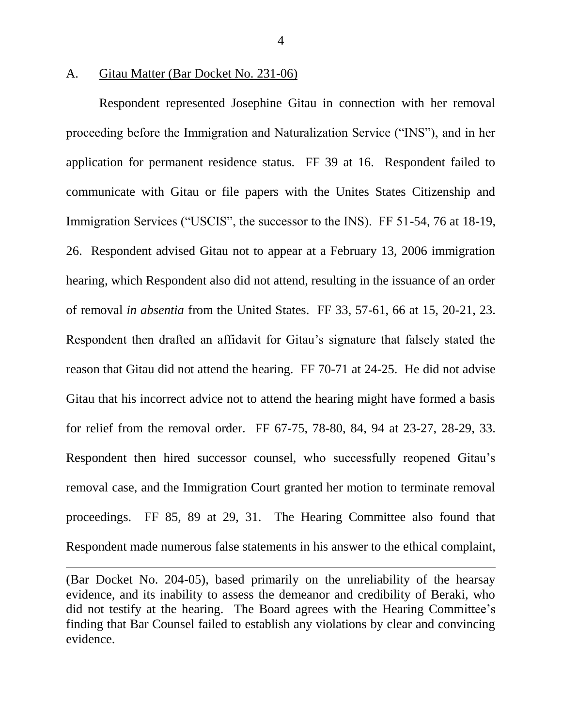A. Gitau Matter (Bar Docket No. 231-06)

Respondent represented Josephine Gitau in connection with her removal proceeding before the Immigration and Naturalization Service ("INS"), and in her application for permanent residence status. FF 39 at 16. Respondent failed to communicate with Gitau or file papers with the Unites States Citizenship and Immigration Services ("USCIS", the successor to the INS). FF 51-54, 76 at 18-19, 26. Respondent advised Gitau not to appear at a February 13, 2006 immigration hearing, which Respondent also did not attend, resulting in the issuance of an order of removal *in absentia* from the United States. FF 33, 57-61, 66 at 15, 20-21, 23. Respondent then drafted an affidavit for Gitau's signature that falsely stated the reason that Gitau did not attend the hearing. FF 70-71 at 24-25. He did not advise Gitau that his incorrect advice not to attend the hearing might have formed a basis for relief from the removal order. FF 67-75, 78-80, 84, 94 at 23-27, 28-29, 33. Respondent then hired successor counsel, who successfully reopened Gitau's removal case, and the Immigration Court granted her motion to terminate removal proceedings. FF 85, 89 at 29, 31. The Hearing Committee also found that Respondent made numerous false statements in his answer to the ethical complaint,

---

(Bar Docket No. 204-05), based primarily on the unreliability of the hearsay evidence, and its inability to assess the demeanor and credibility of Beraki, who did not testify at the hearing. The Board agrees with the Hearing Committee's finding that Bar Counsel failed to establish any violations by clear and convincing evidence.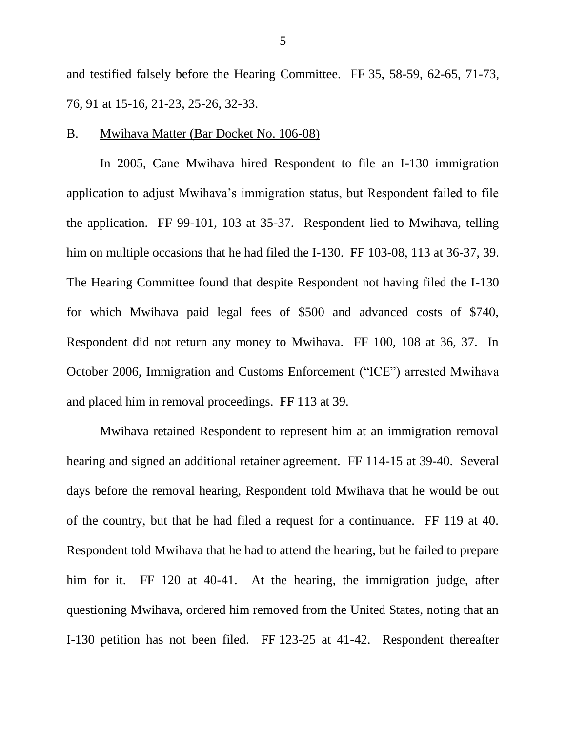and testified falsely before the Hearing Committee. FF 35, 58-59, 62-65, 71-73, 76, 91 at 15-16, 21-23, 25-26, 32-33.

B. <u>Mwihava Matter (Bar Docket No. 106-08)</u>

In 2005, Cane Mwihava hired Respondent to file an I-130 immigration application to adjust Mwihava's immigration status, but Respondent failed to file the application. FF 99-101, 103 at 35-37. Respondent lied to Mwihava, telling him on multiple occasions that he had filed the I-130. FF 103-08, 113 at 36-37, 39. The Hearing Committee found that despite Respondent not having filed the I-130 for which Mwihava paid legal fees of $500 and advanced costs of $740, Respondent did not return any money to Mwihava. FF 100, 108 at 36, 37. In October 2006, Immigration and Customs Enforcement ("ICE") arrested Mwihava and placed him in removal proceedings. FF 113 at 39.

Mwihava retained Respondent to represent him at an immigration removal hearing and signed an additional retainer agreement. FF 114-15 at 39-40. Several days before the removal hearing, Respondent told Mwihava that he would be out of the country, but that he had filed a request for a continuance. FF 119 at 40. Respondent told Mwihava that he had to attend the hearing, but he failed to prepare him for it. FF 120 at 40-41. At the hearing, the immigration judge, after questioning Mwihava, ordered him removed from the United States, noting that an I-130 petition has not been filed. FF 123-25 at 41-42. Respondent thereafter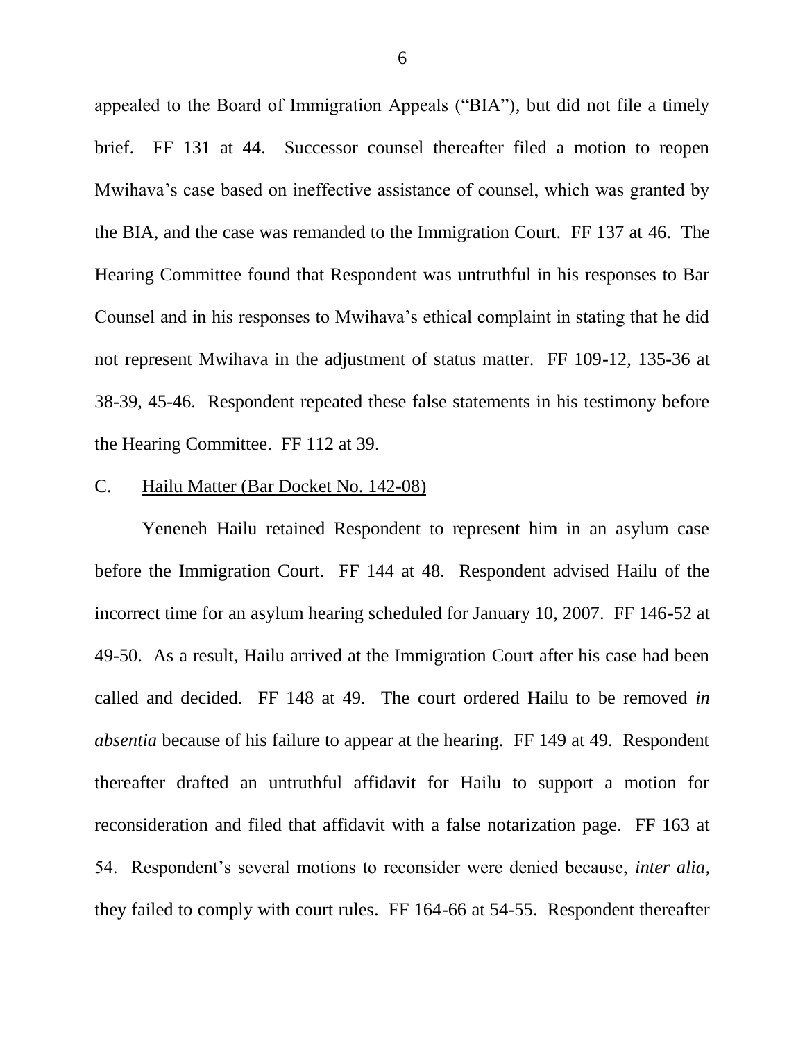appealed to the Board of Immigration Appeals ("BIA"), but did not file a timely brief. FF 131 at 44. Successor counsel thereafter filed a motion to reopen Mwihava's case based on ineffective assistance of counsel, which was granted by the BIA, and the case was remanded to the Immigration Court. FF 137 at 46. The Hearing Committee found that Respondent was untruthful in his responses to Bar Counsel and in his responses to Mwihava's ethical complaint in stating that he did not represent Mwihava in the adjustment of status matter. FF 109-12, 135-36 at 38-39, 45-46. Respondent repeated these false statements in his testimony before the Hearing Committee. FF 112 at 39.

C. Hailu Matter (Bar Docket No. 142-08)

Yeneneh Hailu retained Respondent to represent him in an asylum case before the Immigration Court. FF 144 at 48. Respondent advised Hailu of the incorrect time for an asylum hearing scheduled for January 10, 2007. FF 146-52 at 49-50. As a result, Hailu arrived at the Immigration Court after his case had been called and decided. FF 148 at 49. The court ordered Hailu to be removed *in absentia* because of his failure to appear at the hearing. FF 149 at 49. Respondent thereafter drafted an untruthful affidavit for Hailu to support a motion for reconsideration and filed that affidavit with a false notarization page. FF 163 at 54. Respondent's several motions to reconsider were denied because, *inter alia*, they failed to comply with court rules. FF 164-66 at 54-55. Respondent thereafter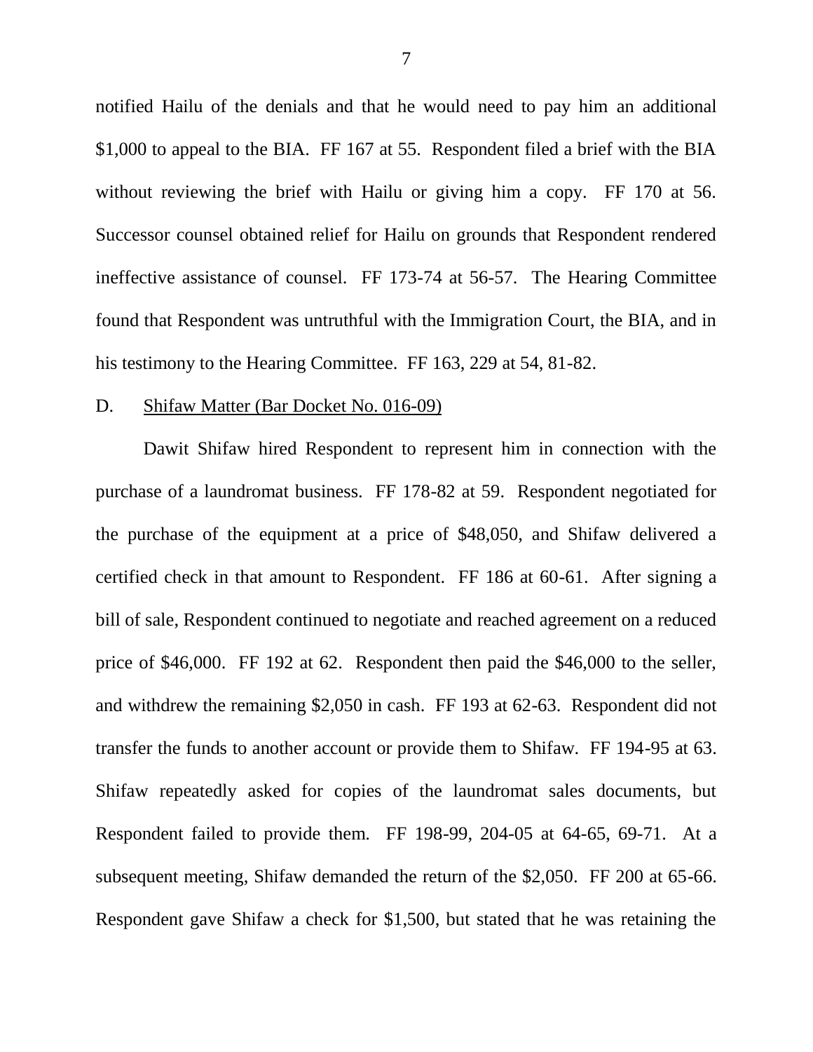notified Hailu of the denials and that he would need to pay him an additional $1,000 to appeal to the BIA. FF 167 at 55. Respondent filed a brief with the BIA without reviewing the brief with Hailu or giving him a copy. FF 170 at 56. Successor counsel obtained relief for Hailu on grounds that Respondent rendered ineffective assistance of counsel. FF 173-74 at 56-57. The Hearing Committee found that Respondent was untruthful with the Immigration Court, the BIA, and in his testimony to the Hearing Committee. FF 163, 229 at 54, 81-82.

D. Shifaw Matter (Bar Docket No. 016-09)

Dawit Shifaw hired Respondent to represent him in connection with the purchase of a laundromat business. FF 178-82 at 59. Respondent negotiated for the purchase of the equipment at a price of $48,050, and Shifaw delivered a certified check in that amount to Respondent. FF 186 at 60-61. After signing a bill of sale, Respondent continued to negotiate and reached agreement on a reduced price of $46,000. FF 192 at 62. Respondent then paid the $46,000 to the seller, and withdrew the remaining $2,050 in cash. FF 193 at 62-63. Respondent did not transfer the funds to another account or provide them to Shifaw. FF 194-95 at 63. Shifaw repeatedly asked for copies of the laundromat sales documents, but Respondent failed to provide them. FF 198-99, 204-05 at 64-65, 69-71. At a subsequent meeting, Shifaw demanded the return of the $2,050. FF 200 at 65-66. Respondent gave Shifaw a check for $1,500, but stated that he was retaining the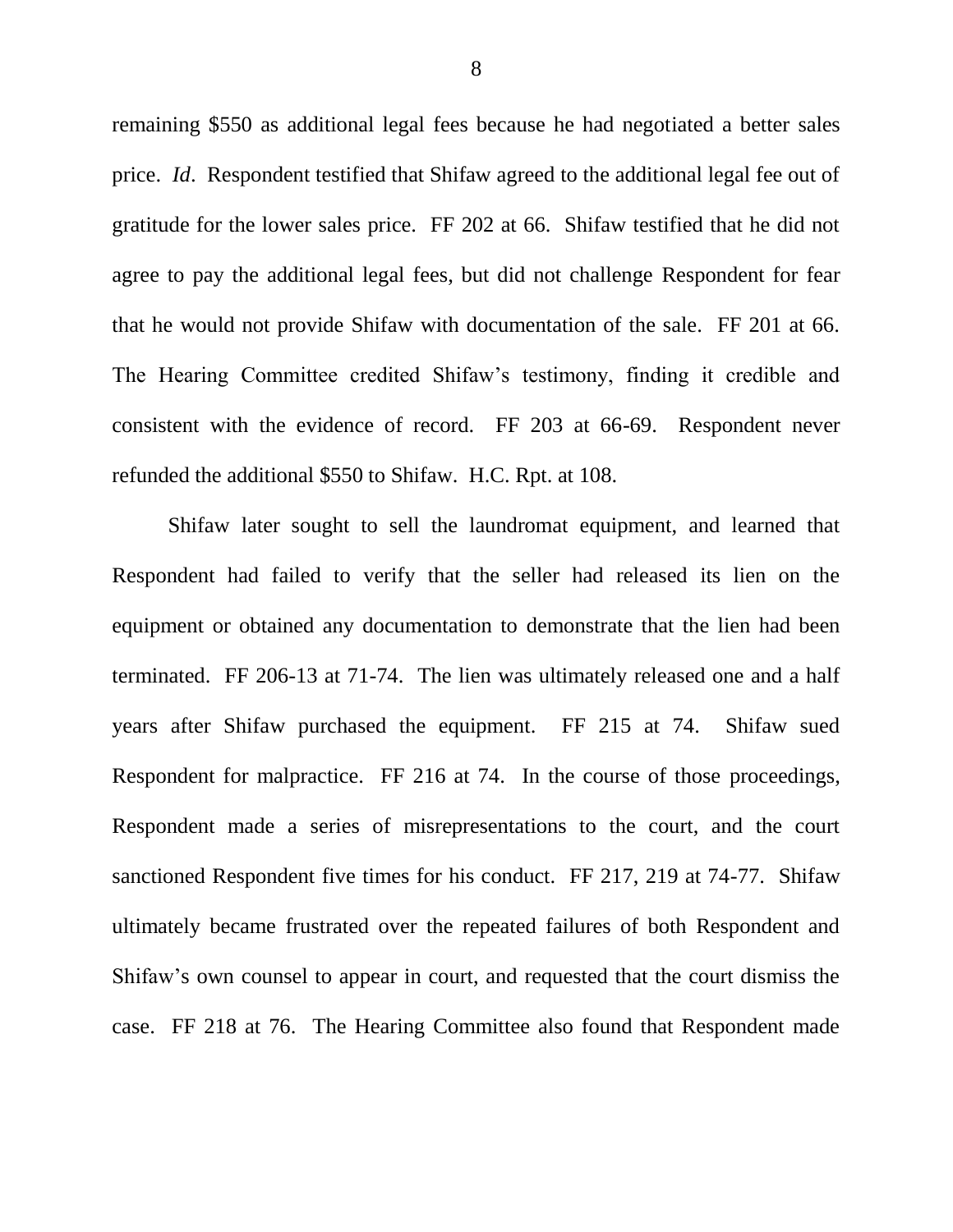remaining $550 as additional legal fees because he had negotiated a better sales price. *Id*. Respondent testified that Shifaw agreed to the additional legal fee out of gratitude for the lower sales price. FF 202 at 66. Shifaw testified that he did not agree to pay the additional legal fees, but did not challenge Respondent for fear that he would not provide Shifaw with documentation of the sale. FF 201 at 66. The Hearing Committee credited Shifaw's testimony, finding it credible and consistent with the evidence of record. FF 203 at 66-69. Respondent never refunded the additional $550 to Shifaw. H.C. Rpt. at 108.

Shifaw later sought to sell the laundromat equipment, and learned that Respondent had failed to verify that the seller had released its lien on the equipment or obtained any documentation to demonstrate that the lien had been terminated. FF 206-13 at 71-74. The lien was ultimately released one and a half years after Shifaw purchased the equipment. FF 215 at 74. Shifaw sued Respondent for malpractice. FF 216 at 74. In the course of those proceedings, Respondent made a series of misrepresentations to the court, and the court sanctioned Respondent five times for his conduct. FF 217, 219 at 74-77. Shifaw ultimately became frustrated over the repeated failures of both Respondent and Shifaw's own counsel to appear in court, and requested that the court dismiss the case. FF 218 at 76. The Hearing Committee also found that Respondent made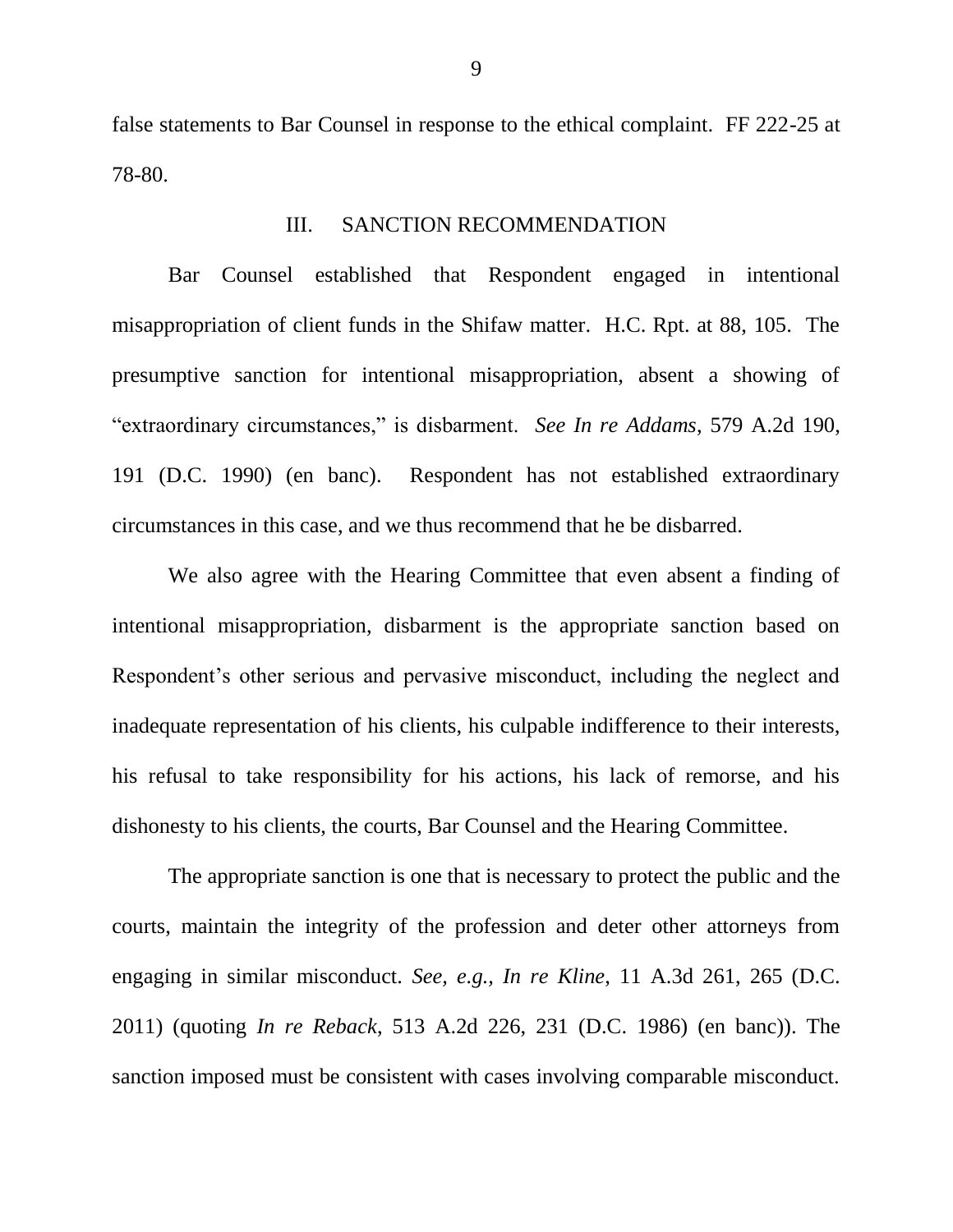false statements to Bar Counsel in response to the ethical complaint. FF 222-25 at 78-80.

## III. SANCTION RECOMMENDATION

Bar Counsel established that Respondent engaged in intentional misappropriation of client funds in the Shifaw matter. H.C. Rpt. at 88, 105. The presumptive sanction for intentional misappropriation, absent a showing of "extraordinary circumstances," is disbarment. *See In re Addams*, 579 A.2d 190, 191 (D.C. 1990) (en banc). Respondent has not established extraordinary circumstances in this case, and we thus recommend that he be disbarred.

We also agree with the Hearing Committee that even absent a finding of intentional misappropriation, disbarment is the appropriate sanction based on Respondent's other serious and pervasive misconduct, including the neglect and inadequate representation of his clients, his culpable indifference to their interests, his refusal to take responsibility for his actions, his lack of remorse, and his dishonesty to his clients, the courts, Bar Counsel and the Hearing Committee.

The appropriate sanction is one that is necessary to protect the public and the courts, maintain the integrity of the profession and deter other attorneys from engaging in similar misconduct. *See, e.g., In re Kline*, 11 A.3d 261, 265 (D.C. 2011) (quoting *In re Reback*, 513 A.2d 226, 231 (D.C. 1986) (en banc)). The sanction imposed must be consistent with cases involving comparable misconduct.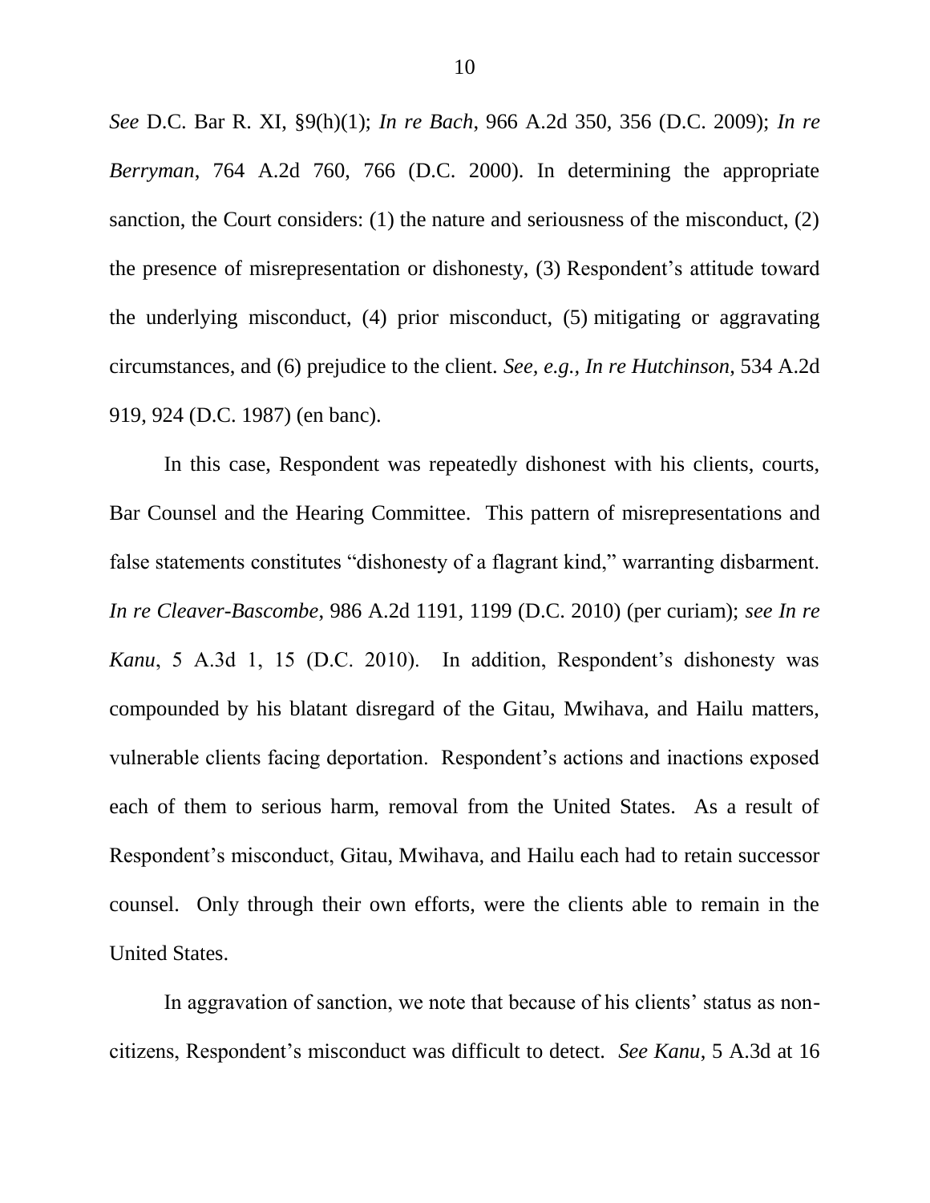*See* D.C. Bar R. XI, §9(h)(1); *In re Bach*, 966 A.2d 350, 356 (D.C. 2009); *In re Berryman*, 764 A.2d 760, 766 (D.C. 2000). In determining the appropriate sanction, the Court considers: (1) the nature and seriousness of the misconduct, (2) the presence of misrepresentation or dishonesty, (3) Respondent's attitude toward the underlying misconduct, (4) prior misconduct, (5) mitigating or aggravating circumstances, and (6) prejudice to the client. *See, e.g.*, *In re Hutchinson*, 534 A.2d 919, 924 (D.C. 1987) (en banc).

In this case, Respondent was repeatedly dishonest with his clients, courts, Bar Counsel and the Hearing Committee. This pattern of misrepresentations and false statements constitutes "dishonesty of a flagrant kind," warranting disbarment. *In re Cleaver-Bascombe*, 986 A.2d 1191, 1199 (D.C. 2010) (per curiam); *see In re Kanu*, 5 A.3d 1, 15 (D.C. 2010). In addition, Respondent's dishonesty was compounded by his blatant disregard of the Gitau, Mwihava, and Hailu matters, vulnerable clients facing deportation. Respondent's actions and inactions exposed each of them to serious harm, removal from the United States. As a result of Respondent's misconduct, Gitau, Mwihava, and Hailu each had to retain successor counsel. Only through their own efforts, were the clients able to remain in the United States.

In aggravation of sanction, we note that because of his clients' status as non-citizens, Respondent's misconduct was difficult to detect. *See Kanu*, 5 A.3d at 16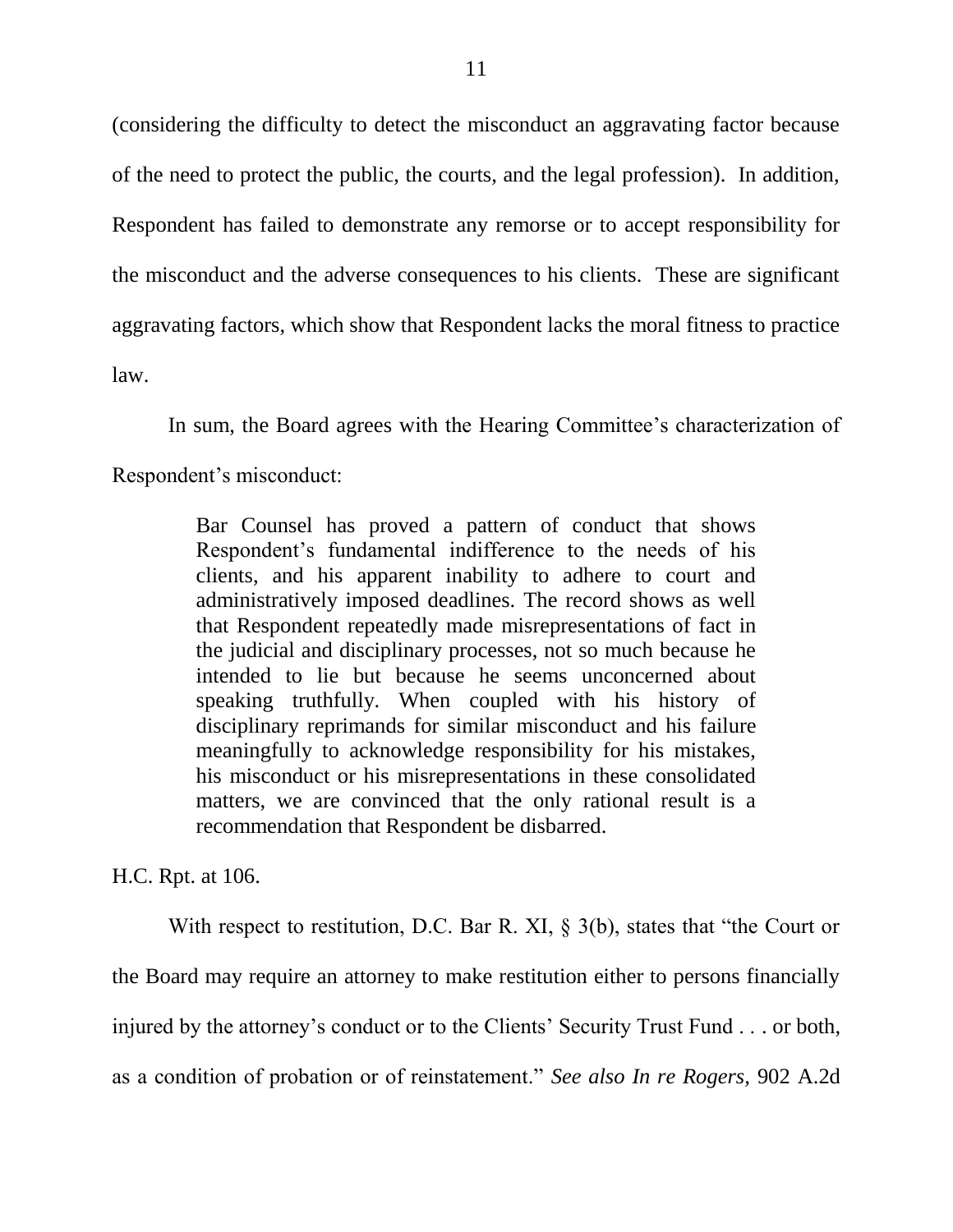(considering the difficulty to detect the misconduct an aggravating factor because of the need to protect the public, the courts, and the legal profession). In addition, Respondent has failed to demonstrate any remorse or to accept responsibility for the misconduct and the adverse consequences to his clients. These are significant aggravating factors, which show that Respondent lacks the moral fitness to practice law.

In sum, the Board agrees with the Hearing Committee's characterization of Respondent's misconduct:

> Bar Counsel has proved a pattern of conduct that shows Respondent's fundamental indifference to the needs of his clients, and his apparent inability to adhere to court and administratively imposed deadlines. The record shows as well that Respondent repeatedly made misrepresentations of fact in the judicial and disciplinary processes, not so much because he intended to lie but because he seems unconcerned about speaking truthfully. When coupled with his history of disciplinary reprimands for similar misconduct and his failure meaningfully to acknowledge responsibility for his mistakes, his misconduct or his misrepresentations in these consolidated matters, we are convinced that the only rational result is a recommendation that Respondent be disbarred.

H.C. Rpt. at 106.

With respect to restitution, D.C. Bar R. XI, § 3(b), states that "the Court or the Board may require an attorney to make restitution either to persons financially injured by the attorney's conduct or to the Clients' Security Trust Fund . . . or both, as a condition of probation or of reinstatement." *See also In re Rogers,* 902 A.2d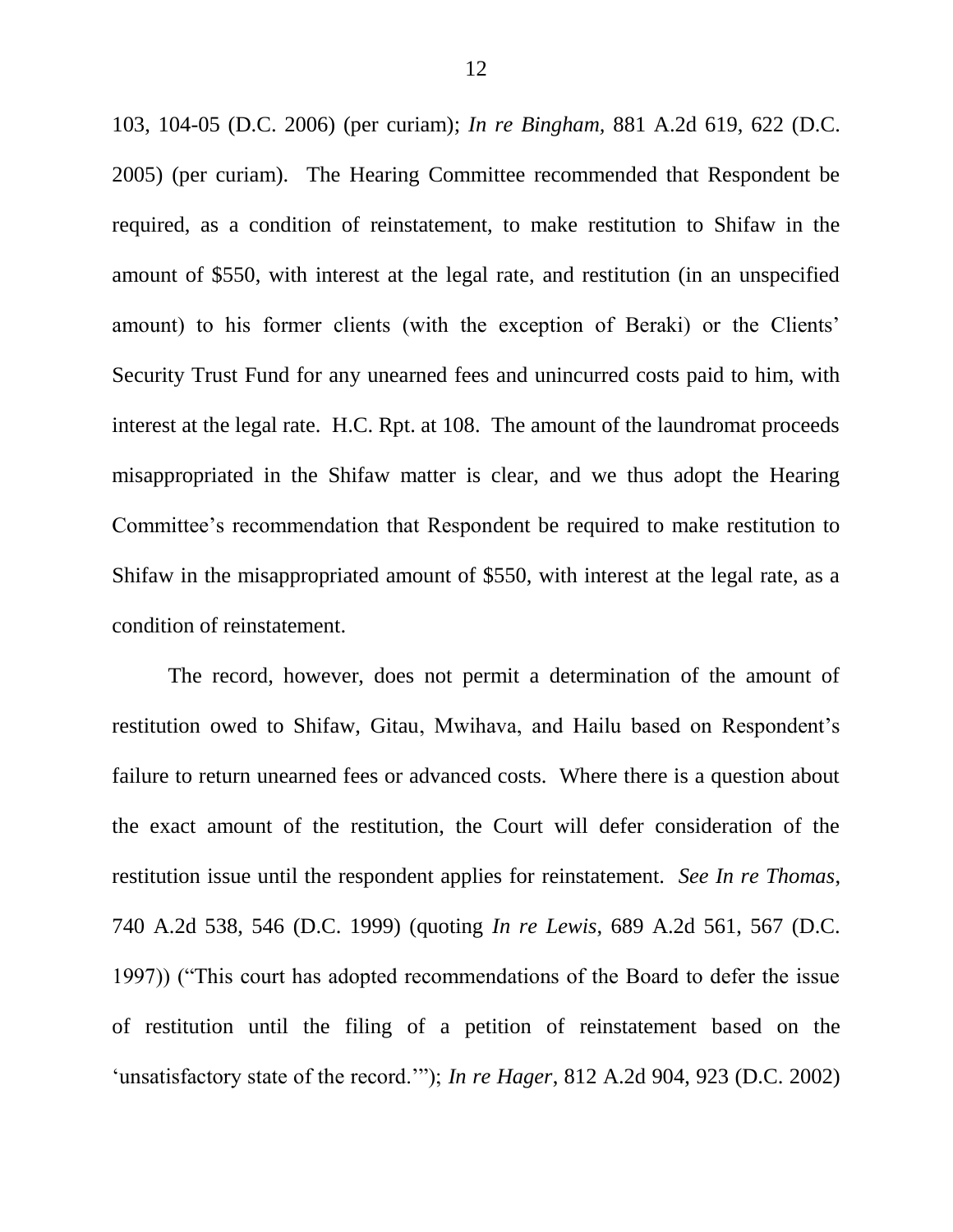103, 104-05 (D.C. 2006) (per curiam); *In re Bingham*, 881 A.2d 619, 622 (D.C. 2005) (per curiam). The Hearing Committee recommended that Respondent be required, as a condition of reinstatement, to make restitution to Shifaw in the amount of $550, with interest at the legal rate, and restitution (in an unspecified amount) to his former clients (with the exception of Beraki) or the Clients' Security Trust Fund for any unearned fees and unincurred costs paid to him, with interest at the legal rate. H.C. Rpt. at 108. The amount of the laundromat proceeds misappropriated in the Shifaw matter is clear, and we thus adopt the Hearing Committee's recommendation that Respondent be required to make restitution to Shifaw in the misappropriated amount of $550, with interest at the legal rate, as a condition of reinstatement.

The record, however, does not permit a determination of the amount of restitution owed to Shifaw, Gitau, Mwihava, and Hailu based on Respondent's failure to return unearned fees or advanced costs. Where there is a question about the exact amount of the restitution, the Court will defer consideration of the restitution issue until the respondent applies for reinstatement. *See In re Thomas*, 740 A.2d 538, 546 (D.C. 1999) (quoting *In re Lewis*, 689 A.2d 561, 567 (D.C. 1997)) ("This court has adopted recommendations of the Board to defer the issue of restitution until the filing of a petition of reinstatement based on the 'unsatisfactory state of the record.'"); *In re Hager*, 812 A.2d 904, 923 (D.C. 2002)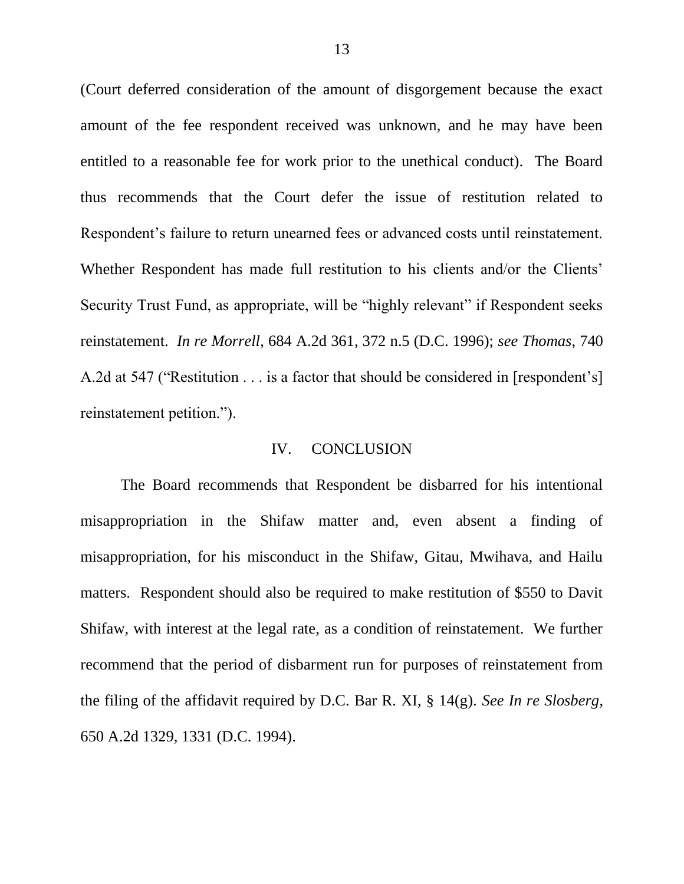(Court deferred consideration of the amount of disgorgement because the exact amount of the fee respondent received was unknown, and he may have been entitled to a reasonable fee for work prior to the unethical conduct). The Board thus recommends that the Court defer the issue of restitution related to Respondent's failure to return unearned fees or advanced costs until reinstatement. Whether Respondent has made full restitution to his clients and/or the Clients' Security Trust Fund, as appropriate, will be "highly relevant" if Respondent seeks reinstatement. *In re Morrell*, 684 A.2d 361, 372 n.5 (D.C. 1996); *see Thomas*, 740 A.2d at 547 ("Restitution . . . is a factor that should be considered in [respondent's] reinstatement petition.").

## IV. CONCLUSION

The Board recommends that Respondent be disbarred for his intentional misappropriation in the Shifaw matter and, even absent a finding of misappropriation, for his misconduct in the Shifaw, Gitau, Mwihava, and Hailu matters. Respondent should also be required to make restitution of $550 to Davit Shifaw, with interest at the legal rate, as a condition of reinstatement. We further recommend that the period of disbarment run for purposes of reinstatement from the filing of the affidavit required by D.C. Bar R. XI, § 14(g). *See In re Slosberg*, 650 A.2d 1329, 1331 (D.C. 1994).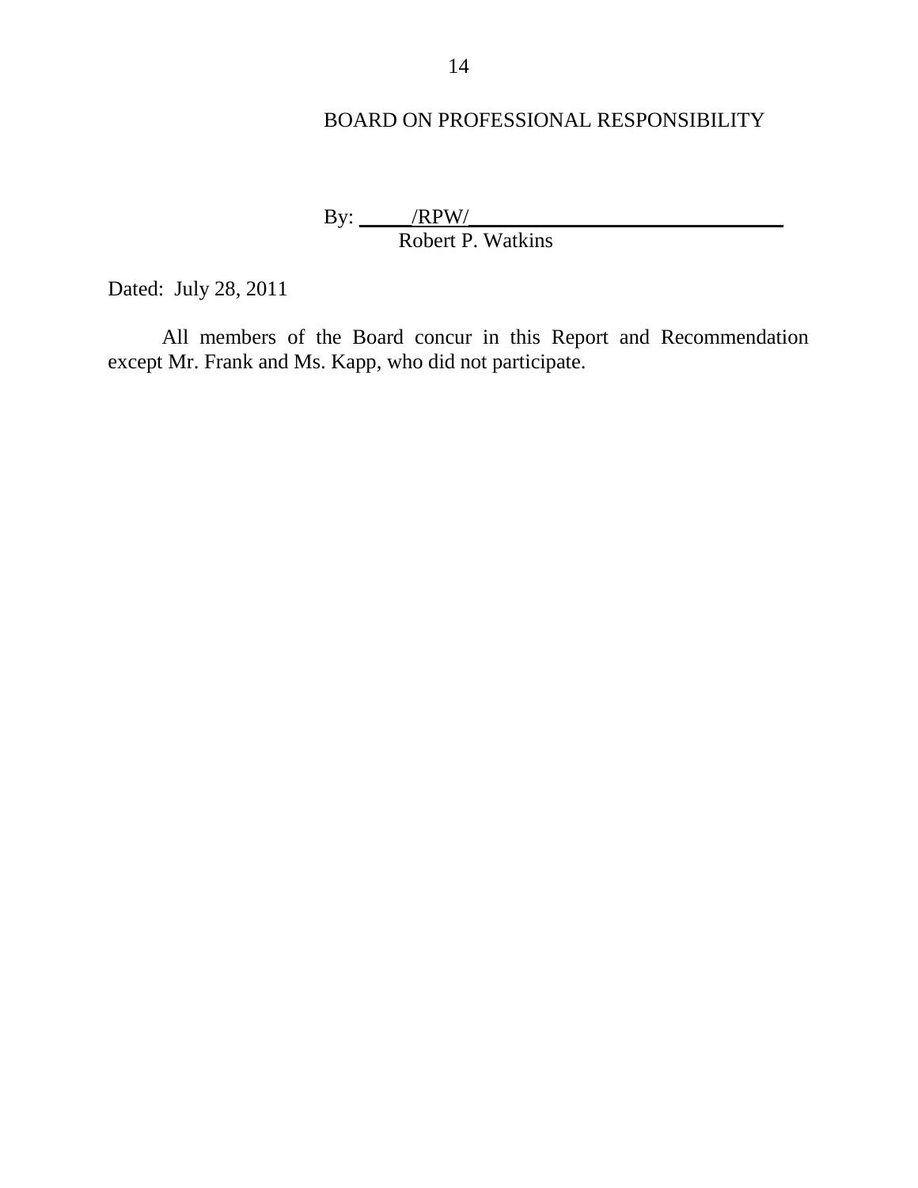BOARD ON PROFESSIONAL RESPONSIBILITY

By: _____/RPW/_______________________________
Robert P. Watkins

Dated: July 28, 2011

All members of the Board concur in this Report and Recommendation except Mr. Frank and Ms. Kapp, who did not participate.